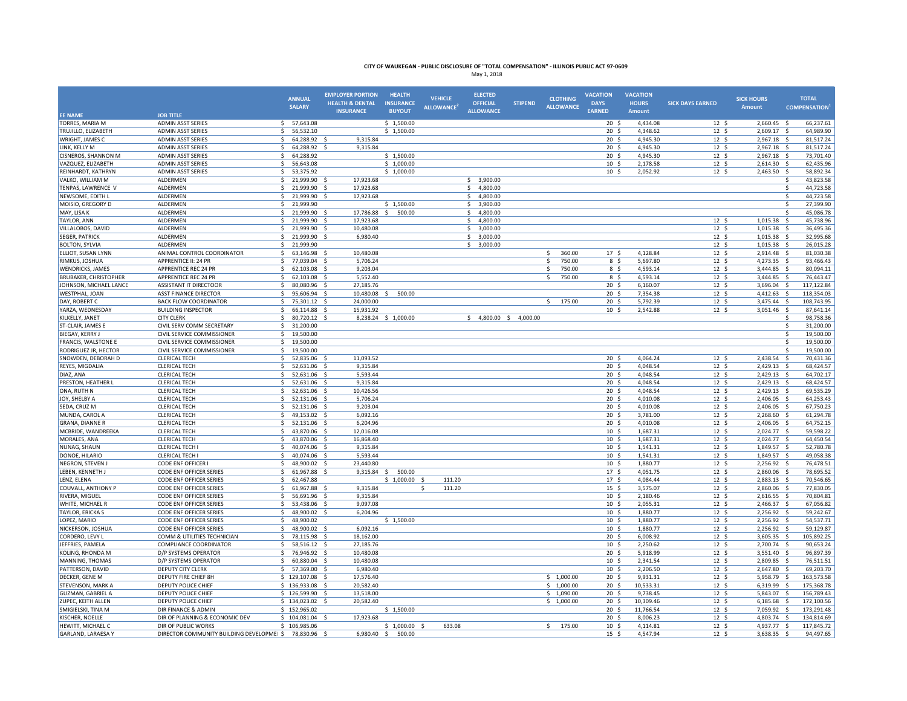# CITY OF WAUKEGAN - PUBLIC DISCLOSURE OF "TOTAL COMPENSATION" - ILLINOIS PUBLIC ACT 97-0609

May 1, 2018

| EE NAME | JOB TITLE | ANNUAL SALARY | EMPLOYER PORTION HEALTH & DENTAL INSURANCE | HEALTH INSURANCE BUYOUT | VEHICLE ALLOWANCE[2] | ELECTED OFFICIAL ALLOWANCE | STIPEND | CLOTHING ALLOWANCE | VACATION DAYS EARNED | VACATION HOURS Amount | SICK DAYS EARNED | SICK HOURS Amount | TOTAL COMPENSATION[1] |
|---|---|---|---|---|---|---|---|---|---|---|---|---|---|
| TORRES, MARIA M | ADMIN ASST SERIES | $ 57,643.08 | | $ 1,500.00 | | | | | 20 | $ 4,434.08 | 12 | $ 2,660.45 | $ 66,237.61 |
| TRUJILLO, ELIZABETH | ADMIN ASST SERIES | $ 56,532.10 | | $ 1,500.00 | | | | | 20 | $ 4,348.62 | 12 | $ 2,609.17 | $ 64,989.90 |
| WRIGHT, JAMES C | ADMIN ASST SERIES | $ 64,288.92 | $ 9,315.84 | | | | | | 20 | $ 4,945.30 | 12 | $ 2,967.18 | $ 81,517.24 |
| LINK, KELLY M | ADMIN ASST SERIES | $ 64,288.92 | $ 9,315.84 | | | | | | 20 | $ 4,945.30 | 12 | $ 2,967.18 | $ 81,517.24 |
| CISNEROS, SHANNON M | ADMIN ASST SERIES | $ 64,288.92 | | $ 1,500.00 | | | | | 20 | $ 4,945.30 | 12 | $ 2,967.18 | $ 73,701.40 |
| VAZQUEZ, ELIZABETH | ADMIN ASST SERIES | $ 56,643.08 | | $ 1,000.00 | | | | | 10 | $ 2,178.58 | 12 | $ 2,614.30 | $ 62,435.96 |
| REINHARDT, KATHRYN | ADMIN ASST SERIES | $ 53,375.92 | | $ 1,000.00 | | | | | 10 | $ 2,052.92 | 12 | $ 2,463.50 | $ 58,892.34 |
| VALKO, WILLIAM M | ALDERMEN | $ 21,999.90 | $ 17,923.68 | | | $ 3,900.00 | | | | | | | $ 43,823.58 |
| TENPAS, LAWRENCE V | ALDERMEN | $ 21,999.90 | $ 17,923.68 | | | $ 4,800.00 | | | | | | | $ 44,723.58 |
| NEWSOME, EDITH L | ALDERMEN | $ 21,999.90 | $ 17,923.68 | | | $ 4,800.00 | | | | | | | $ 44,723.58 |
| MOISIO, GREGORY D | ALDERMEN | $ 21,999.90 | | $ 1,500.00 | | $ 3,900.00 | | | | | | | $ 27,399.90 |
| MAY, LISA K | ALDERMEN | $ 21,999.90 | $ 17,786.88 | $ 500.00 | | $ 4,800.00 | | | | | | | $ 45,086.78 |
| TAYLOR, ANN | ALDERMEN | $ 21,999.90 | $ 17,923.68 | | | $ 4,800.00 | | | | | 12 | $ 1,015.38 | $ 45,738.96 |
| VILLALOBOS, DAVID | ALDERMEN | $ 21,999.90 | $ 10,480.08 | | | $ 3,000.00 | | | | | 12 | $ 1,015.38 | $ 36,495.36 |
| SEGER, PATRICK | ALDERMEN | $ 21,999.90 | $ 6,980.40 | | | $ 3,000.00 | | | | | 12 | $ 1,015.38 | $ 32,995.68 |
| BOLTON, SYLVIA | ALDERMEN | $ 21,999.90 | | | | $ 3,000.00 | | | | | 12 | $ 1,015.38 | $ 26,015.28 |
| ELLIOT, SUSAN LYNN | ANIMAL CONTROL COORDINATOR | $ 63,146.98 | $ 10,480.08 | | | | | $ 360.00 | 17 | $ 4,128.84 | 12 | $ 2,914.48 | $ 81,030.38 |
| RIMKUS, JOSHUA | APPRENTICE II: 24 PR | $ 77,039.04 | $ 5,706.24 | | | | | $ 750.00 | 8 | $ 5,697.80 | 12 | $ 4,273.35 | $ 93,466.43 |
| WENDRICKS, JAMES | APPRENTICE REC 24 PR | $ 62,103.08 | $ 9,203.04 | | | | | $ 750.00 | 8 | $ 4,593.14 | 12 | $ 3,444.85 | $ 80,094.11 |
| BRUBAKER, CHRISTOPHER | APPRENTICE REC 24 PR | $ 62,103.08 | $ 5,552.40 | | | | | $ 750.00 | 8 | $ 4,593.14 | 12 | $ 3,444.85 | $ 76,443.47 |
| JOHNSON, MICHAEL LANCE | ASSISTANT IT DIRECTOOR | $ 80,080.96 | $ 27,185.76 | | | | | | 20 | $ 6,160.07 | 12 | $ 3,696.04 | $ 117,122.84 |
| WESTPHAL, JOAN | ASST FINANCE DIRECTOR | $ 95,606.94 | $ 10,480.08 | $ 500.00 | | | | | 20 | $ 7,354.38 | 12 | $ 4,412.63 | $ 118,354.03 |
| DAY, ROBERT C | BACK FLOW COORDINATOR | $ 75,301.12 | $ 24,000.00 | | | | | $ 175.00 | 20 | $ 5,792.39 | 12 | $ 3,475.44 | $ 108,743.95 |
| YARZA, WEDNESDAY | BUILDING INSPECTOR | $ 66,114.88 | $ 15,931.92 | | | | | | 10 | $ 2,542.88 | 12 | $ 3,051.46 | $ 87,641.14 |
| KILKELLY, JANET | CITY CLERK | $ 80,720.12 | $ 8,238.24 | $ 1,000.00 | | $ 4,800.00 | $ 4,000.00 | | | | | | $ 98,758.36 |
| ST-CLAIR, JAMES E | CIVIL SERV COMM SECRETARY | $ 31,200.00 | | | | | | | | | | | $ 31,200.00 |
| BIEGAY, KERRY J | CIVIL SERVICE COMMISSIONER | $ 19,500.00 | | | | | | | | | | | $ 19,500.00 |
| FRANCIS, WALSTONE E | CIVIL SERVICE COMMISSIONER | $ 19,500.00 | | | | | | | | | | | $ 19,500.00 |
| RODRIGUEZ JR, HECTOR | CIVIL SERVICE COMMISSIONER | $ 19,500.00 | | | | | | | | | | | $ 19,500.00 |
| SNOWDEN, DEBORAH D | CLERICAL TECH | $ 52,835.06 | $ 11,093.52 | | | | | | 20 | $ 4,064.24 | 12 | $ 2,438.54 | $ 70,431.36 |
| REYES, MIGDALIA | CLERICAL TECH | $ 52,631.06 | $ 9,315.84 | | | | | | 20 | $ 4,048.54 | 12 | $ 2,429.13 | $ 68,424.57 |
| DIAZ, ANA | CLERICAL TECH | $ 52,631.06 | $ 5,593.44 | | | | | | 20 | $ 4,048.54 | 12 | $ 2,429.13 | $ 64,702.17 |
| PRESTON, HEATHER L | CLERICAL TECH | $ 52,631.06 | $ 9,315.84 | | | | | | 20 | $ 4,048.54 | 12 | $ 2,429.13 | $ 68,424.57 |
| ONA, RUTH N | CLERICAL TECH | $ 52,631.06 | $ 10,426.56 | | | | | | 20 | $ 4,048.54 | 12 | $ 2,429.13 | $ 69,535.29 |
| JOY, SHELBY A | CLERICAL TECH | $ 52,131.06 | $ 5,706.24 | | | | | | 20 | $ 4,010.08 | 12 | $ 2,406.05 | $ 64,253.43 |
| SEDA, CRUZ M | CLERICAL TECH | $ 52,131.06 | $ 9,203.04 | | | | | | 20 | $ 4,010.08 | 12 | $ 2,406.05 | $ 67,750.23 |
| MUNDA, CAROL A | CLERICAL TECH | $ 49,153.02 | $ 6,092.16 | | | | | | 20 | $ 3,781.00 | 12 | $ 2,268.60 | $ 61,294.78 |
| GRANA, DIANNE R | CLERICAL TECH | $ 52,131.06 | $ 6,204.96 | | | | | | 20 | $ 4,010.08 | 12 | $ 2,406.05 | $ 64,752.15 |
| MCBRIDE, WANDREEKA | CLERICAL TECH | $ 43,870.06 | $ 12,016.08 | | | | | | 10 | $ 1,687.31 | 12 | $ 2,024.77 | $ 59,598.22 |
| MORALES, ANA | CLERICAL TECH | $ 43,870.06 | $ 16,868.40 | | | | | | 10 | $ 1,687.31 | 12 | $ 2,024.77 | $ 64,450.54 |
| NUNAG, SHAUN | CLERICAL TECH I | $ 40,074.06 | $ 9,315.84 | | | | | | 10 | $ 1,541.31 | 12 | $ 1,849.57 | $ 52,780.78 |
| DONOE, HILARIO | CLERICAL TECH I | $ 40,074.06 | $ 5,593.44 | | | | | | 10 | $ 1,541.31 | 12 | $ 1,849.57 | $ 49,058.38 |
| NEGRON, STEVEN J | CODE ENF OFFICER I | $ 48,900.02 | $ 23,440.80 | | | | | | 10 | $ 1,880.77 | 12 | $ 2,256.92 | $ 76,478.51 |
| LEBEN, KENNETH J | CODE ENF OFFICER SERIES | $ 61,967.88 | $ 9,315.84 | $ 500.00 | | | | | 17 | $ 4,051.75 | 12 | $ 2,860.06 | $ 78,695.52 |
| LENZ, ELENA | CODE ENF OFFICER SERIES | $ 62,467.88 | | $ 1,000.00 | $ 111.20 | | | | 17 | $ 4,084.44 | 12 | $ 2,883.13 | $ 70,546.65 |
| COUVALL, ANTHONY P | CODE ENF OFFICER SERIES | $ 61,967.88 | $ 9,315.84 | | $ 111.20 | | | | 15 | $ 3,575.07 | 12 | $ 2,860.06 | $ 77,830.05 |
| RIVERA, MIGUEL | CODE ENF OFFICER SERIES | $ 56,691.96 | $ 9,315.84 | | | | | | 10 | $ 2,180.46 | 12 | $ 2,616.55 | $ 70,804.81 |
| WHITE, MICHAEL R | CODE ENF OFFICER SERIES | $ 53,438.06 | $ 9,097.08 | | | | | | 10 | $ 2,055.31 | 12 | $ 2,466.37 | $ 67,056.82 |
| TAYLOR, ERICKA S | CODE ENF OFFICER SERIES | $ 48,900.02 | $ 6,204.96 | | | | | | 10 | $ 1,880.77 | 12 | $ 2,256.92 | $ 59,242.67 |
| LOPEZ, MARIO | CODE ENF OFFICER SERIES | $ 48,900.02 | | $ 1,500.00 | | | | | 10 | $ 1,880.77 | 12 | $ 2,256.92 | $ 54,537.71 |
| NICKERSON, JOSHUA | CODE ENF OFFICER SERIES | $ 48,900.02 | $ 6,092.16 | | | | | | 10 | $ 1,880.77 | 12 | $ 2,256.92 | $ 59,129.87 |
| CORDERO, LEVY L | COMM & UTILITIES TECHNICIAN | $ 78,115.98 | $ 18,162.00 | | | | | | 20 | $ 6,008.92 | 12 | $ 3,605.35 | $ 105,892.25 |
| JEFFRIES, PAMELA | COMPLIANCE COORDINATOR | $ 58,516.12 | $ 27,185.76 | | | | | | 10 | $ 2,250.62 | 12 | $ 2,700.74 | $ 90,653.24 |
| KOLING, RHONDA M | D/P SYSTEMS OPERATOR | $ 76,946.92 | $ 10,480.08 | | | | | | 20 | $ 5,918.99 | 12 | $ 3,551.40 | $ 96,897.39 |
| MANNING, THOMAS | D/P SYSTEMS OPERATOR | $ 60,880.04 | $ 10,480.08 | | | | | | 10 | $ 2,341.54 | 12 | $ 2,809.85 | $ 76,511.51 |
| PATTERSON, DAVID | DEPUTY CITY CLERK | $ 57,369.00 | $ 6,980.40 | | | | | | 10 | $ 2,206.50 | 12 | $ 2,647.80 | $ 69,203.70 |
| DECKER, GENE M | DEPUTY FIRE CHIEF 8H | $ 129,107.08 | $ 17,576.40 | | | | | $ 1,000.00 | 20 | $ 9,931.31 | 12 | $ 5,958.79 | $ 163,573.58 |
| STEVENSON, MARK A | DEPUTY POLICE CHIEF | $ 136,933.08 | $ 20,582.40 | | | | | $ 1,000.00 | 20 | $ 10,533.31 | 12 | $ 6,319.99 | $ 175,368.78 |
| GUZMAN, GABRIEL A | DEPUTY POLICE CHIEF | $ 126,599.90 | $ 13,518.00 | | | | | $ 1,090.00 | 20 | $ 9,738.45 | 12 | $ 5,843.07 | $ 156,789.43 |
| ZUPEC, KEITH ALLEN | DEPUTY POLICE CHIEF | $ 134,023.02 | $ 20,582.40 | | | | | $ 1,000.00 | 20 | $ 10,309.46 | 12 | $ 6,185.68 | $ 172,100.56 |
| SMIGIELSKI, TINA M | DIR FINANCE & ADMIN | $ 152,965.02 | | $ 1,500.00 | | | | | 20 | $ 11,766.54 | 12 | $ 7,059.92 | $ 173,291.48 |
| KISCHER, NOELLE | DIR OF PLANNING & ECONOMIC DEV | $ 104,081.04 | $ 17,923.68 | | | | | | 20 | $ 8,006.23 | 12 | $ 4,803.74 | $ 134,814.69 |
| HEWITT, MICHAEL C | DIR OF PUBLIC WORKS | $ 106,985.06 | | $ 1,000.00 | $ 633.08 | | | $ 175.00 | 10 | $ 4,114.81 | 12 | $ 4,937.77 | $ 117,845.72 |
| GARLAND, LARAESA Y | DIRECTOR COMMUNITY BUILDING DEVELOPMENT | $ 78,830.96 | $ 6,980.40 | $ 500.00 | | | | | 15 | $ 4,547.94 | 12 | $ 3,638.35 | $ 94,497.65 |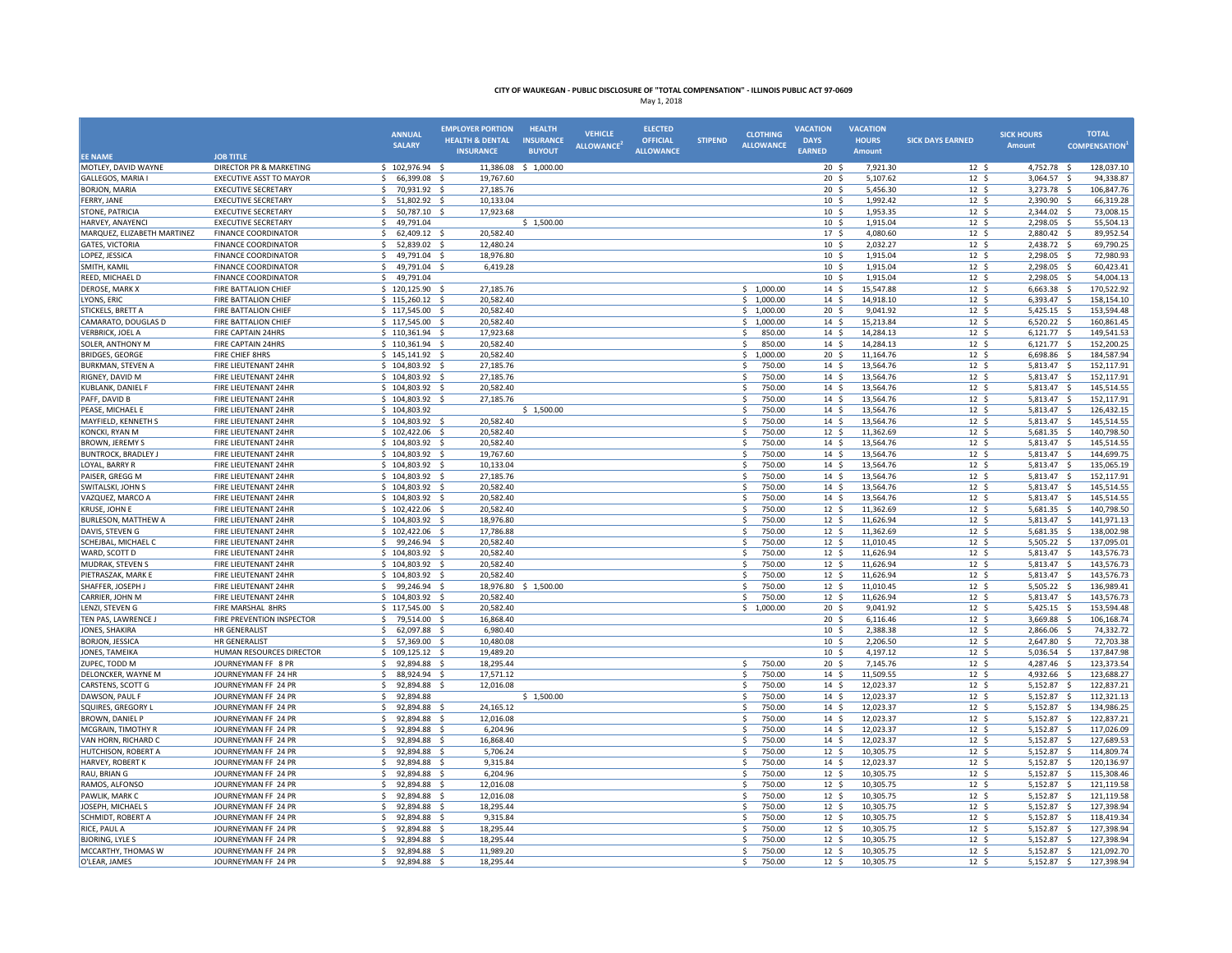**CITY OF WAUKEGAN - PUBLIC DISCLOSURE OF "TOTAL COMPENSATION" - ILLINOIS PUBLIC ACT 97-0609**

May 1, 2018

| EE NAME | JOB TITLE | ANNUAL SALARY | EMPLOYER PORTION HEALTH & DENTAL INSURANCE | HEALTH INSURANCE BUYOUT | VEHICLE ALLOWANCE[2] | ELECTED OFFICIAL ALLOWANCE | STIPEND | CLOTHING ALLOWANCE | VACATION DAYS EARNED | VACATION HOURS Amount | SICK DAYS EARNED | SICK HOURS Amount | TOTAL COMPENSATION[1] |
|---|---|---|---|---|---|---|---|---|---|---|---|---|---|
| MOTLEY, DAVID WAYNE | DIRECTOR PR & MARKETING | $ 102,976.94 | $ 11,386.08 | $ 1,000.00 | | | | | 20 | $ 7,921.30 | 12 | $ 4,752.78 | $ 128,037.10 |
| GALLEGOS, MARIA I | EXECUTIVE ASST TO MAYOR | $ 66,399.08 | $ 19,767.60 | | | | | | 20 | $ 5,107.62 | 12 | $ 3,064.57 | $ 94,338.87 |
| BORJON, MARIA | EXECUTIVE SECRETARY | $ 70,931.92 | $ 27,185.76 | | | | | | 20 | $ 5,456.30 | 12 | $ 3,273.78 | $ 106,847.76 |
| FERRY, JANE | EXECUTIVE SECRETARY | $ 51,802.92 | $ 10,133.04 | | | | | | 10 | $ 1,992.42 | 12 | $ 2,390.90 | $ 66,319.28 |
| STONE, PATRICIA | EXECUTIVE SECRETARY | $ 50,787.10 | $ 17,923.68 | | | | | | 10 | $ 1,953.35 | 12 | $ 2,344.02 | $ 73,008.15 |
| HARVEY, ANAYENCI | EXECUTIVE SECRETARY | $ 49,791.04 | | $ 1,500.00 | | | | | 10 | $ 1,915.04 | 12 | $ 2,298.05 | $ 55,504.13 |
| MARQUEZ, ELIZABETH MARTINEZ | FINANCE COORDINATOR | $ 62,409.12 | $ 20,582.40 | | | | | | 17 | $ 4,080.60 | 12 | $ 2,880.42 | $ 89,952.54 |
| GATES, VICTORIA | FINANCE COORDINATOR | $ 52,839.02 | $ 12,480.24 | | | | | | 10 | $ 2,032.27 | 12 | $ 2,438.72 | $ 69,790.25 |
| LOPEZ, JESSICA | FINANCE COORDINATOR | $ 49,791.04 | $ 18,976.80 | | | | | | 10 | $ 1,915.04 | 12 | $ 2,298.05 | $ 72,980.93 |
| SMITH, KAMIL | FINANCE COORDINATOR | $ 49,791.04 | $ 6,419.28 | | | | | | 10 | $ 1,915.04 | 12 | $ 2,298.05 | $ 60,423.41 |
| REED, MICHAEL D | FINANCE COORDINATOR | $ 49,791.04 | | | | | | | 10 | $ 1,915.04 | 12 | $ 2,298.05 | $ 54,004.13 |
| DEROSE, MARK X | FIRE BATTALION CHIEF | $ 120,125.90 | $ 27,185.76 | | | | | $ 1,000.00 | 14 | $ 15,547.88 | 12 | $ 6,663.38 | $ 170,522.92 |
| LYONS, ERIC | FIRE BATTALION CHIEF | $ 115,260.12 | $ 20,582.40 | | | | | $ 1,000.00 | 14 | $ 14,918.10 | 12 | $ 6,393.47 | $ 158,154.10 |
| STICKELS, BRETT A | FIRE BATTALION CHIEF | $ 117,545.00 | $ 20,582.40 | | | | | $ 1,000.00 | 20 | $ 9,041.92 | 12 | $ 5,425.15 | $ 153,594.48 |
| CAMARATO, DOUGLAS D | FIRE BATTALION CHIEF | $ 117,545.00 | $ 20,582.40 | | | | | $ 1,000.00 | 14 | $ 15,213.84 | 12 | $ 6,520.22 | $ 160,861.45 |
| VERBRICK, JOEL A | FIRE CAPTAIN 24HRS | $ 110,361.94 | $ 17,923.68 | | | | | $ 850.00 | 14 | $ 14,284.13 | 12 | $ 6,121.77 | $ 149,541.53 |
| SOLER, ANTHONY M | FIRE CAPTAIN 24HRS | $ 110,361.94 | $ 20,582.40 | | | | | $ 850.00 | 14 | $ 14,284.13 | 12 | $ 6,121.77 | $ 152,200.25 |
| BRIDGES, GEORGE | FIRE CHIEF 8HRS | $ 145,141.92 | $ 20,582.40 | | | | | $ 1,000.00 | 20 | $ 11,164.76 | 12 | $ 6,698.86 | $ 184,587.94 |
| BURKMAN, STEVEN A | FIRE LIEUTENANT 24HR | $ 104,803.92 | $ 27,185.76 | | | | | $ 750.00 | 14 | $ 13,564.76 | 12 | $ 5,813.47 | $ 152,117.91 |
| RIGNEY, DAVID M | FIRE LIEUTENANT 24HR | $ 104,803.92 | $ 27,185.76 | | | | | $ 750.00 | 14 | $ 13,564.76 | 12 | $ 5,813.47 | $ 152,117.91 |
| KUBLANK, DANIEL F | FIRE LIEUTENANT 24HR | $ 104,803.92 | $ 20,582.40 | | | | | $ 750.00 | 14 | $ 13,564.76 | 12 | $ 5,813.47 | $ 145,514.55 |
| PAFF, DAVID B | FIRE LIEUTENANT 24HR | $ 104,803.92 | $ 27,185.76 | | | | | $ 750.00 | 14 | $ 13,564.76 | 12 | $ 5,813.47 | $ 152,117.91 |
| PEASE, MICHAEL E | FIRE LIEUTENANT 24HR | $ 104,803.92 | | $ 1,500.00 | | | | $ 750.00 | 14 | $ 13,564.76 | 12 | $ 5,813.47 | $ 126,432.15 |
| MAYFIELD, KENNETH S | FIRE LIEUTENANT 24HR | $ 104,803.92 | $ 20,582.40 | | | | | $ 750.00 | 14 | $ 13,564.76 | 12 | $ 5,813.47 | $ 145,514.55 |
| KONCKI, RYAN M | FIRE LIEUTENANT 24HR | $ 102,422.06 | $ 20,582.40 | | | | | $ 750.00 | 12 | $ 11,362.69 | 12 | $ 5,681.35 | $ 140,798.50 |
| BROWN, JEREMY S | FIRE LIEUTENANT 24HR | $ 104,803.92 | $ 20,582.40 | | | | | $ 750.00 | 14 | $ 13,564.76 | 12 | $ 5,813.47 | $ 145,514.55 |
| BUNTROCK, BRADLEY J | FIRE LIEUTENANT 24HR | $ 104,803.92 | $ 19,767.60 | | | | | $ 750.00 | 14 | $ 13,564.76 | 12 | $ 5,813.47 | $ 144,699.75 |
| LOYAL, BARRY R | FIRE LIEUTENANT 24HR | $ 104,803.92 | $ 10,133.04 | | | | | $ 750.00 | 14 | $ 13,564.76 | 12 | $ 5,813.47 | $ 135,065.19 |
| PAISER, GREGG M | FIRE LIEUTENANT 24HR | $ 104,803.92 | $ 27,185.76 | | | | | $ 750.00 | 14 | $ 13,564.76 | 12 | $ 5,813.47 | $ 152,117.91 |
| SWITALSKI, JOHN S | FIRE LIEUTENANT 24HR | $ 104,803.92 | $ 20,582.40 | | | | | $ 750.00 | 14 | $ 13,564.76 | 12 | $ 5,813.47 | $ 145,514.55 |
| VAZQUEZ, MARCO A | FIRE LIEUTENANT 24HR | $ 104,803.92 | $ 20,582.40 | | | | | $ 750.00 | 14 | $ 13,564.76 | 12 | $ 5,813.47 | $ 145,514.55 |
| KRUSE, JOHN E | FIRE LIEUTENANT 24HR | $ 102,422.06 | $ 20,582.40 | | | | | $ 750.00 | 12 | $ 11,362.69 | 12 | $ 5,681.35 | $ 140,798.50 |
| BURLESON, MATTHEW A | FIRE LIEUTENANT 24HR | $ 104,803.92 | $ 18,976.80 | | | | | $ 750.00 | 12 | $ 11,626.94 | 12 | $ 5,813.47 | $ 141,971.13 |
| DAVIS, STEVEN G | FIRE LIEUTENANT 24HR | $ 102,422.06 | $ 17,786.88 | | | | | $ 750.00 | 12 | $ 11,362.69 | 12 | $ 5,681.35 | $ 138,002.98 |
| SCHEJBAL, MICHAEL C | FIRE LIEUTENANT 24HR | $ 99,246.94 | $ 20,582.40 | | | | | $ 750.00 | 12 | $ 11,010.45 | 12 | $ 5,505.22 | $ 137,095.01 |
| WARD, SCOTT D | FIRE LIEUTENANT 24HR | $ 104,803.92 | $ 20,582.40 | | | | | $ 750.00 | 12 | $ 11,626.94 | 12 | $ 5,813.47 | $ 143,576.73 |
| MUDRAK, STEVEN S | FIRE LIEUTENANT 24HR | $ 104,803.92 | $ 20,582.40 | | | | | $ 750.00 | 12 | $ 11,626.94 | 12 | $ 5,813.47 | $ 143,576.73 |
| PIETRASZAK, MARK E | FIRE LIEUTENANT 24HR | $ 104,803.92 | $ 20,582.40 | | | | | $ 750.00 | 12 | $ 11,626.94 | 12 | $ 5,813.47 | $ 143,576.73 |
| SHAFFER, JOSEPH J | FIRE LIEUTENANT 24HR | $ 99,246.94 | $ 18,976.80 | $ 1,500.00 | | | | $ 750.00 | 12 | $ 11,010.45 | 12 | $ 5,505.22 | $ 136,989.41 |
| CARRIER, JOHN M | FIRE LIEUTENANT 24HR | $ 104,803.92 | $ 20,582.40 | | | | | $ 750.00 | 12 | $ 11,626.94 | 12 | $ 5,813.47 | $ 143,576.73 |
| LENZI, STEVEN G | FIRE MARSHAL 8HRS | $ 117,545.00 | $ 20,582.40 | | | | | $ 1,000.00 | 20 | $ 9,041.92 | 12 | $ 5,425.15 | $ 153,594.48 |
| TEN PAS, LAWRENCE J | FIRE PREVENTION INSPECTOR | $ 79,514.00 | $ 16,868.40 | | | | | | 20 | $ 6,116.46 | 12 | $ 3,669.88 | $ 106,168.74 |
| JONES, SHAKIRA | HR GENERALIST | $ 62,097.88 | $ 6,980.40 | | | | | | 10 | $ 2,388.38 | 12 | $ 2,866.06 | $ 74,332.72 |
| BORJON, JESSICA | HR GENERALIST | $ 57,369.00 | $ 10,480.08 | | | | | | 10 | $ 2,206.50 | 12 | $ 2,647.80 | $ 72,703.38 |
| JONES, TAMEIKA | HUMAN RESOURCES DIRECTOR | $ 109,125.12 | $ 19,489.20 | | | | | | 10 | $ 4,197.12 | 12 | $ 5,036.54 | $ 137,847.98 |
| ZUPEC, TODD M | JOURNEYMAN FF 8 PR | $ 92,894.88 | $ 18,295.44 | | | | | $ 750.00 | 20 | $ 7,145.76 | 12 | $ 4,287.46 | $ 123,373.54 |
| DELONCKER, WAYNE M | JOURNEYMAN FF 24 HR | $ 88,924.94 | $ 17,571.12 | | | | | $ 750.00 | 14 | $ 11,509.55 | 12 | $ 4,932.66 | $ 123,688.27 |
| CARSTENS, SCOTT G | JOURNEYMAN FF 24 PR | $ 92,894.88 | $ 12,016.08 | | | | | $ 750.00 | 14 | $ 12,023.37 | 12 | $ 5,152.87 | $ 122,837.21 |
| DAWSON, PAUL F | JOURNEYMAN FF 24 PR | $ 92,894.88 | | $ 1,500.00 | | | | $ 750.00 | 14 | $ 12,023.37 | 12 | $ 5,152.87 | $ 112,321.13 |
| SQUIRES, GREGORY L | JOURNEYMAN FF 24 PR | $ 92,894.88 | $ 24,165.12 | | | | | $ 750.00 | 14 | $ 12,023.37 | 12 | $ 5,152.87 | $ 134,986.25 |
| BROWN, DANIEL P | JOURNEYMAN FF 24 PR | $ 92,894.88 | $ 12,016.08 | | | | | $ 750.00 | 14 | $ 12,023.37 | 12 | $ 5,152.87 | $ 122,837.21 |
| MCGRAIN, TIMOTHY R | JOURNEYMAN FF 24 PR | $ 92,894.88 | $ 6,204.96 | | | | | $ 750.00 | 14 | $ 12,023.37 | 12 | $ 5,152.87 | $ 117,026.09 |
| VAN HORN, RICHARD C | JOURNEYMAN FF 24 PR | $ 92,894.88 | $ 16,868.40 | | | | | $ 750.00 | 14 | $ 12,023.37 | 12 | $ 5,152.87 | $ 127,689.53 |
| HUTCHISON, ROBERT A | JOURNEYMAN FF 24 PR | $ 92,894.88 | $ 5,706.24 | | | | | $ 750.00 | 12 | $ 10,305.75 | 12 | $ 5,152.87 | $ 114,809.74 |
| HARVEY, ROBERT K | JOURNEYMAN FF 24 PR | $ 92,894.88 | $ 9,315.84 | | | | | $ 750.00 | 14 | $ 12,023.37 | 12 | $ 5,152.87 | $ 120,136.97 |
| RAU, BRIAN G | JOURNEYMAN FF 24 PR | $ 92,894.88 | $ 6,204.96 | | | | | $ 750.00 | 12 | $ 10,305.75 | 12 | $ 5,152.87 | $ 115,308.46 |
| RAMOS, ALFONSO | JOURNEYMAN FF 24 PR | $ 92,894.88 | $ 12,016.08 | | | | | $ 750.00 | 12 | $ 10,305.75 | 12 | $ 5,152.87 | $ 121,119.58 |
| PAWLIK, MARK C | JOURNEYMAN FF 24 PR | $ 92,894.88 | $ 12,016.08 | | | | | $ 750.00 | 12 | $ 10,305.75 | 12 | $ 5,152.87 | $ 121,119.58 |
| JOSEPH, MICHAEL S | JOURNEYMAN FF 24 PR | $ 92,894.88 | $ 18,295.44 | | | | | $ 750.00 | 12 | $ 10,305.75 | 12 | $ 5,152.87 | $ 127,398.94 |
| SCHMIDT, ROBERT A | JOURNEYMAN FF 24 PR | $ 92,894.88 | $ 9,315.84 | | | | | $ 750.00 | 12 | $ 10,305.75 | 12 | $ 5,152.87 | $ 118,419.34 |
| RICE, PAUL A | JOURNEYMAN FF 24 PR | $ 92,894.88 | $ 18,295.44 | | | | | $ 750.00 | 12 | $ 10,305.75 | 12 | $ 5,152.87 | $ 127,398.94 |
| BJORING, LYLE S | JOURNEYMAN FF 24 PR | $ 92,894.88 | $ 18,295.44 | | | | | $ 750.00 | 12 | $ 10,305.75 | 12 | $ 5,152.87 | $ 127,398.94 |
| MCCARTHY, THOMAS W | JOURNEYMAN FF 24 PR | $ 92,894.88 | $ 11,989.20 | | | | | $ 750.00 | 12 | $ 10,305.75 | 12 | $ 5,152.87 | $ 121,092.70 |
| O'LEAR, JAMES | JOURNEYMAN FF 24 PR | $ 92,894.88 | $ 18,295.44 | | | | | $ 750.00 | 12 | $ 10,305.75 | 12 | $ 5,152.87 | $ 127,398.94 |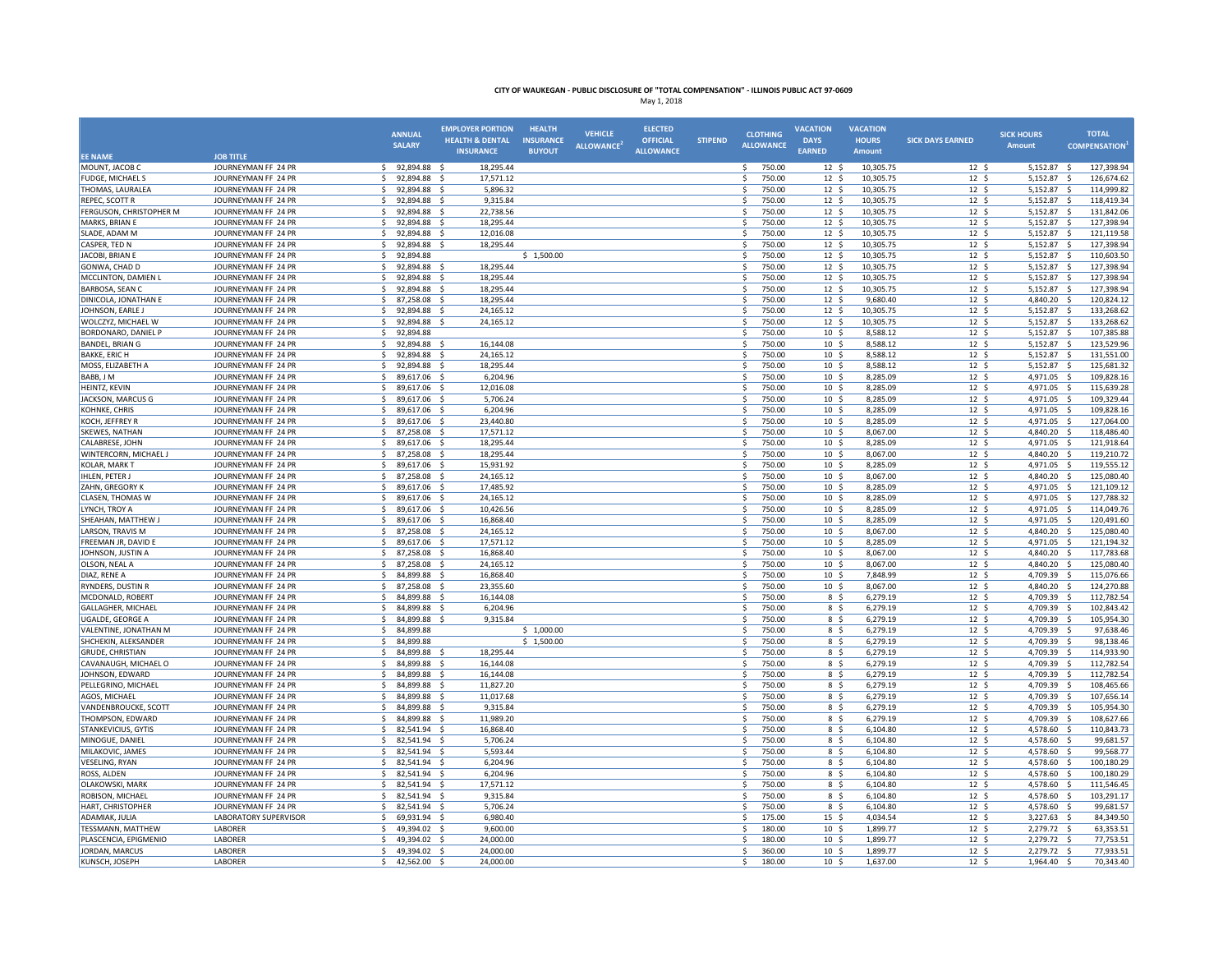**CITY OF WAUKEGAN - PUBLIC DISCLOSURE OF "TOTAL COMPENSATION" - ILLINOIS PUBLIC ACT 97-0609**

May 1, 2018

| EE NAME | JOB TITLE | ANNUAL SALARY | EMPLOYER PORTION HEALTH & DENTAL INSURANCE | HEALTH INSURANCE BUYOUT | VEHICLE ALLOWANCE[2] | ELECTED OFFICIAL ALLOWANCE | STIPEND | CLOTHING ALLOWANCE | VACATION DAYS EARNED | VACATION HOURS Amount | SICK DAYS EARNED | SICK HOURS Amount | TOTAL COMPENSATION[1] |
|---|---|---|---|---|---|---|---|---|---|---|---|---|---|
| MOUNT, JACOB C | JOURNEYMAN FF 24 PR | $ 92,894.88 | $ 18,295.44 | | | | | $ 750.00 | 12 | $ 10,305.75 | 12 | $ 5,152.87 | $ 127,398.94 |
| FUDGE, MICHAEL S | JOURNEYMAN FF 24 PR | $ 92,894.88 | $ 17,571.12 | | | | | $ 750.00 | 12 | $ 10,305.75 | 12 | $ 5,152.87 | $ 126,674.62 |
| THOMAS, LAURALEA | JOURNEYMAN FF 24 PR | $ 92,894.88 | $ 5,896.32 | | | | | $ 750.00 | 12 | $ 10,305.75 | 12 | $ 5,152.87 | $ 114,999.82 |
| REPEC, SCOTT R | JOURNEYMAN FF 24 PR | $ 92,894.88 | $ 9,315.84 | | | | | $ 750.00 | 12 | $ 10,305.75 | 12 | $ 5,152.87 | $ 118,419.34 |
| FERGUSON, CHRISTOPHER M | JOURNEYMAN FF 24 PR | $ 92,894.88 | $ 22,738.56 | | | | | $ 750.00 | 12 | $ 10,305.75 | 12 | $ 5,152.87 | $ 131,842.06 |
| MARKS, BRIAN E | JOURNEYMAN FF 24 PR | $ 92,894.88 | $ 18,295.44 | | | | | $ 750.00 | 12 | $ 10,305.75 | 12 | $ 5,152.87 | $ 127,398.94 |
| SLADE, ADAM M | JOURNEYMAN FF 24 PR | $ 92,894.88 | $ 12,016.08 | | | | | $ 750.00 | 12 | $ 10,305.75 | 12 | $ 5,152.87 | $ 121,119.58 |
| CASPER, TED N | JOURNEYMAN FF 24 PR | $ 92,894.88 | $ 18,295.44 | | | | | $ 750.00 | 12 | $ 10,305.75 | 12 | $ 5,152.87 | $ 127,398.94 |
| JACOBI, BRIAN E | JOURNEYMAN FF 24 PR | $ 92,894.88 | | $ 1,500.00 | | | | $ 750.00 | 12 | $ 10,305.75 | 12 | $ 5,152.87 | $ 110,603.50 |
| GONWA, CHAD D | JOURNEYMAN FF 24 PR | $ 92,894.88 | $ 18,295.44 | | | | | $ 750.00 | 12 | $ 10,305.75 | 12 | $ 5,152.87 | $ 127,398.94 |
| MCCLINTON, DAMIEN L | JOURNEYMAN FF 24 PR | $ 92,894.88 | $ 18,295.44 | | | | | $ 750.00 | 12 | $ 10,305.75 | 12 | $ 5,152.87 | $ 127,398.94 |
| BARBOSA, SEAN C | JOURNEYMAN FF 24 PR | $ 92,894.88 | $ 18,295.44 | | | | | $ 750.00 | 12 | $ 10,305.75 | 12 | $ 5,152.87 | $ 127,398.94 |
| DINICOLA, JONATHAN E | JOURNEYMAN FF 24 PR | $ 87,258.08 | $ 18,295.44 | | | | | $ 750.00 | 12 | $ 9,680.40 | 12 | $ 4,840.20 | $ 120,824.12 |
| JOHNSON, EARLE J | JOURNEYMAN FF 24 PR | $ 92,894.88 | $ 24,165.12 | | | | | $ 750.00 | 12 | $ 10,305.75 | 12 | $ 5,152.87 | $ 133,268.62 |
| WOLCZYZ, MICHAEL W | JOURNEYMAN FF 24 PR | $ 92,894.88 | $ 24,165.12 | | | | | $ 750.00 | 12 | $ 10,305.75 | 12 | $ 5,152.87 | $ 133,268.62 |
| BORDONARO, DANIEL P | JOURNEYMAN FF 24 PR | $ 92,894.88 | | | | | | $ 750.00 | 10 | $ 8,588.12 | 12 | $ 5,152.87 | $ 107,385.88 |
| BANDEL, BRIAN G | JOURNEYMAN FF 24 PR | $ 92,894.88 | $ 16,144.08 | | | | | $ 750.00 | 10 | $ 8,588.12 | 12 | $ 5,152.87 | $ 123,529.96 |
| BAKKE, ERIC H | JOURNEYMAN FF 24 PR | $ 92,894.88 | $ 24,165.12 | | | | | $ 750.00 | 10 | $ 8,588.12 | 12 | $ 5,152.87 | $ 131,551.00 |
| MOSS, ELIZABETH A | JOURNEYMAN FF 24 PR | $ 92,894.88 | $ 18,295.44 | | | | | $ 750.00 | 10 | $ 8,588.12 | 12 | $ 5,152.87 | $ 125,681.32 |
| BABB, J M | JOURNEYMAN FF 24 PR | $ 89,617.06 | $ 6,204.96 | | | | | $ 750.00 | 10 | $ 8,285.09 | 12 | $ 4,971.05 | $ 109,828.16 |
| HEINTZ, KEVIN | JOURNEYMAN FF 24 PR | $ 89,617.06 | $ 12,016.08 | | | | | $ 750.00 | 10 | $ 8,285.09 | 12 | $ 4,971.05 | $ 115,639.28 |
| JACKSON, MARCUS G | JOURNEYMAN FF 24 PR | $ 89,617.06 | $ 5,706.24 | | | | | $ 750.00 | 10 | $ 8,285.09 | 12 | $ 4,971.05 | $ 109,329.44 |
| KOHNKE, CHRIS | JOURNEYMAN FF 24 PR | $ 89,617.06 | $ 6,204.96 | | | | | $ 750.00 | 10 | $ 8,285.09 | 12 | $ 4,971.05 | $ 109,828.16 |
| KOCH, JEFFREY R | JOURNEYMAN FF 24 PR | $ 89,617.06 | $ 23,440.80 | | | | | $ 750.00 | 10 | $ 8,285.09 | 12 | $ 4,971.05 | $ 127,064.00 |
| SKEWES, NATHAN | JOURNEYMAN FF 24 PR | $ 87,258.08 | $ 17,571.12 | | | | | $ 750.00 | 10 | $ 8,067.00 | 12 | $ 4,840.20 | $ 118,486.40 |
| CALABRESE, JOHN | JOURNEYMAN FF 24 PR | $ 89,617.06 | $ 18,295.44 | | | | | $ 750.00 | 10 | $ 8,285.09 | 12 | $ 4,971.05 | $ 121,918.64 |
| WINTERCORN, MICHAEL J | JOURNEYMAN FF 24 PR | $ 87,258.08 | $ 18,295.44 | | | | | $ 750.00 | 10 | $ 8,067.00 | 12 | $ 4,840.20 | $ 119,210.72 |
| KOLAR, MARK T | JOURNEYMAN FF 24 PR | $ 89,617.06 | $ 15,931.92 | | | | | $ 750.00 | 10 | $ 8,285.09 | 12 | $ 4,971.05 | $ 119,555.12 |
| IHLEN, PETER J | JOURNEYMAN FF 24 PR | $ 87,258.08 | $ 24,165.12 | | | | | $ 750.00 | 10 | $ 8,067.00 | 12 | $ 4,840.20 | $ 125,080.40 |
| ZAHN, GREGORY K | JOURNEYMAN FF 24 PR | $ 89,617.06 | $ 17,485.92 | | | | | $ 750.00 | 10 | $ 8,285.09 | 12 | $ 4,971.05 | $ 121,109.12 |
| CLASEN, THOMAS W | JOURNEYMAN FF 24 PR | $ 89,617.06 | $ 24,165.12 | | | | | $ 750.00 | 10 | $ 8,285.09 | 12 | $ 4,971.05 | $ 127,788.32 |
| LYNCH, TROY A | JOURNEYMAN FF 24 PR | $ 89,617.06 | $ 10,426.56 | | | | | $ 750.00 | 10 | $ 8,285.09 | 12 | $ 4,971.05 | $ 114,049.76 |
| SHEAHAN, MATTHEW J | JOURNEYMAN FF 24 PR | $ 89,617.06 | $ 16,868.40 | | | | | $ 750.00 | 10 | $ 8,285.09 | 12 | $ 4,971.05 | $ 120,491.60 |
| LARSON, TRAVIS M | JOURNEYMAN FF 24 PR | $ 87,258.08 | $ 24,165.12 | | | | | $ 750.00 | 10 | $ 8,067.00 | 12 | $ 4,840.20 | $ 125,080.40 |
| FREEMAN JR, DAVID E | JOURNEYMAN FF 24 PR | $ 89,617.06 | $ 17,571.12 | | | | | $ 750.00 | 10 | $ 8,285.09 | 12 | $ 4,971.05 | $ 121,194.32 |
| JOHNSON, JUSTIN A | JOURNEYMAN FF 24 PR | $ 87,258.08 | $ 16,868.40 | | | | | $ 750.00 | 10 | $ 8,067.00 | 12 | $ 4,840.20 | $ 117,783.68 |
| OLSON, NEAL A | JOURNEYMAN FF 24 PR | $ 87,258.08 | $ 24,165.12 | | | | | $ 750.00 | 10 | $ 8,067.00 | 12 | $ 4,840.20 | $ 125,080.40 |
| DIAZ, RENE A | JOURNEYMAN FF 24 PR | $ 84,899.88 | $ 16,868.40 | | | | | $ 750.00 | 10 | $ 7,848.99 | 12 | $ 4,709.39 | $ 115,076.66 |
| RYNDERS, DUSTIN R | JOURNEYMAN FF 24 PR | $ 87,258.08 | $ 23,355.60 | | | | | $ 750.00 | 10 | $ 8,067.00 | 12 | $ 4,840.20 | $ 124,270.88 |
| MCDONALD, ROBERT | JOURNEYMAN FF 24 PR | $ 84,899.88 | $ 16,144.08 | | | | | $ 750.00 | 8 | $ 6,279.19 | 12 | $ 4,709.39 | $ 112,782.54 |
| GALLAGHER, MICHAEL | JOURNEYMAN FF 24 PR | $ 84,899.88 | $ 6,204.96 | | | | | $ 750.00 | 8 | $ 6,279.19 | 12 | $ 4,709.39 | $ 102,843.42 |
| UGALDE, GEORGE A | JOURNEYMAN FF 24 PR | $ 84,899.88 | $ 9,315.84 | | | | | $ 750.00 | 8 | $ 6,279.19 | 12 | $ 4,709.39 | $ 105,954.30 |
| VALENTINE, JONATHAN M | JOURNEYMAN FF 24 PR | $ 84,899.88 | | $ 1,000.00 | | | | $ 750.00 | 8 | $ 6,279.19 | 12 | $ 4,709.39 | $ 97,638.46 |
| SHCHEKIN, ALEKSANDER | JOURNEYMAN FF 24 PR | $ 84,899.88 | | $ 1,500.00 | | | | $ 750.00 | 8 | $ 6,279.19 | 12 | $ 4,709.39 | $ 98,138.46 |
| GRUDE, CHRISTIAN | JOURNEYMAN FF 24 PR | $ 84,899.88 | $ 18,295.44 | | | | | $ 750.00 | 8 | $ 6,279.19 | 12 | $ 4,709.39 | $ 114,933.90 |
| CAVANAUGH, MICHAEL O | JOURNEYMAN FF 24 PR | $ 84,899.88 | $ 16,144.08 | | | | | $ 750.00 | 8 | $ 6,279.19 | 12 | $ 4,709.39 | $ 112,782.54 |
| JOHNSON, EDWARD | JOURNEYMAN FF 24 PR | $ 84,899.88 | $ 16,144.08 | | | | | $ 750.00 | 8 | $ 6,279.19 | 12 | $ 4,709.39 | $ 112,782.54 |
| PELLEGRINO, MICHAEL | JOURNEYMAN FF 24 PR | $ 84,899.88 | $ 11,827.20 | | | | | $ 750.00 | 8 | $ 6,279.19 | 12 | $ 4,709.39 | $ 108,465.66 |
| AGOS, MICHAEL | JOURNEYMAN FF 24 PR | $ 84,899.88 | $ 11,017.68 | | | | | $ 750.00 | 8 | $ 6,279.19 | 12 | $ 4,709.39 | $ 107,656.14 |
| VANDENBROUCKE, SCOTT | JOURNEYMAN FF 24 PR | $ 84,899.88 | $ 9,315.84 | | | | | $ 750.00 | 8 | $ 6,279.19 | 12 | $ 4,709.39 | $ 105,954.30 |
| THOMPSON, EDWARD | JOURNEYMAN FF 24 PR | $ 84,899.88 | $ 11,989.20 | | | | | $ 750.00 | 8 | $ 6,279.19 | 12 | $ 4,709.39 | $ 108,627.66 |
| STANKEVICIUS, GYTIS | JOURNEYMAN FF 24 PR | $ 82,541.94 | $ 16,868.40 | | | | | $ 750.00 | 8 | $ 6,104.80 | 12 | $ 4,578.60 | $ 110,843.73 |
| MINOGUE, DANIEL | JOURNEYMAN FF 24 PR | $ 82,541.94 | $ 5,706.24 | | | | | $ 750.00 | 8 | $ 6,104.80 | 12 | $ 4,578.60 | $ 99,681.57 |
| MILAKOVIC, JAMES | JOURNEYMAN FF 24 PR | $ 82,541.94 | $ 5,593.44 | | | | | $ 750.00 | 8 | $ 6,104.80 | 12 | $ 4,578.60 | $ 99,568.77 |
| VESELING, RYAN | JOURNEYMAN FF 24 PR | $ 82,541.94 | $ 6,204.96 | | | | | $ 750.00 | 8 | $ 6,104.80 | 12 | $ 4,578.60 | $ 100,180.29 |
| ROSS, ALDEN | JOURNEYMAN FF 24 PR | $ 82,541.94 | $ 6,204.96 | | | | | $ 750.00 | 8 | $ 6,104.80 | 12 | $ 4,578.60 | $ 100,180.29 |
| OLAKOWSKI, MARK | JOURNEYMAN FF 24 PR | $ 82,541.94 | $ 17,571.12 | | | | | $ 750.00 | 8 | $ 6,104.80 | 12 | $ 4,578.60 | $ 111,546.45 |
| ROBISON, MICHAEL | JOURNEYMAN FF 24 PR | $ 82,541.94 | $ 9,315.84 | | | | | $ 750.00 | 8 | $ 6,104.80 | 12 | $ 4,578.60 | $ 103,291.17 |
| HART, CHRISTOPHER | JOURNEYMAN FF 24 PR | $ 82,541.94 | $ 5,706.24 | | | | | $ 750.00 | 8 | $ 6,104.80 | 12 | $ 4,578.60 | $ 99,681.57 |
| ADAMIAK, JULIA | LABORATORY SUPERVISOR | $ 69,931.94 | $ 6,980.40 | | | | | $ 175.00 | 15 | $ 4,034.54 | 12 | $ 3,227.63 | $ 84,349.50 |
| TESSMANN, MATTHEW | LABORER | $ 49,394.02 | $ 9,600.00 | | | | | $ 180.00 | 10 | $ 1,899.77 | 12 | $ 2,279.72 | $ 63,353.51 |
| PLASCENCIA, EPIGMENIO | LABORER | $ 49,394.02 | $ 24,000.00 | | | | | $ 180.00 | 10 | $ 1,899.77 | 12 | $ 2,279.72 | $ 77,753.51 |
| JORDAN, MARCUS | LABORER | $ 49,394.02 | $ 24,000.00 | | | | | $ 360.00 | 10 | $ 1,899.77 | 12 | $ 2,279.72 | $ 77,933.51 |
| KUNSCH, JOSEPH | LABORER | $ 42,562.00 | $ 24,000.00 | | | | | $ 180.00 | 10 | $ 1,637.00 | 12 | $ 1,964.40 | $ 70,343.40 |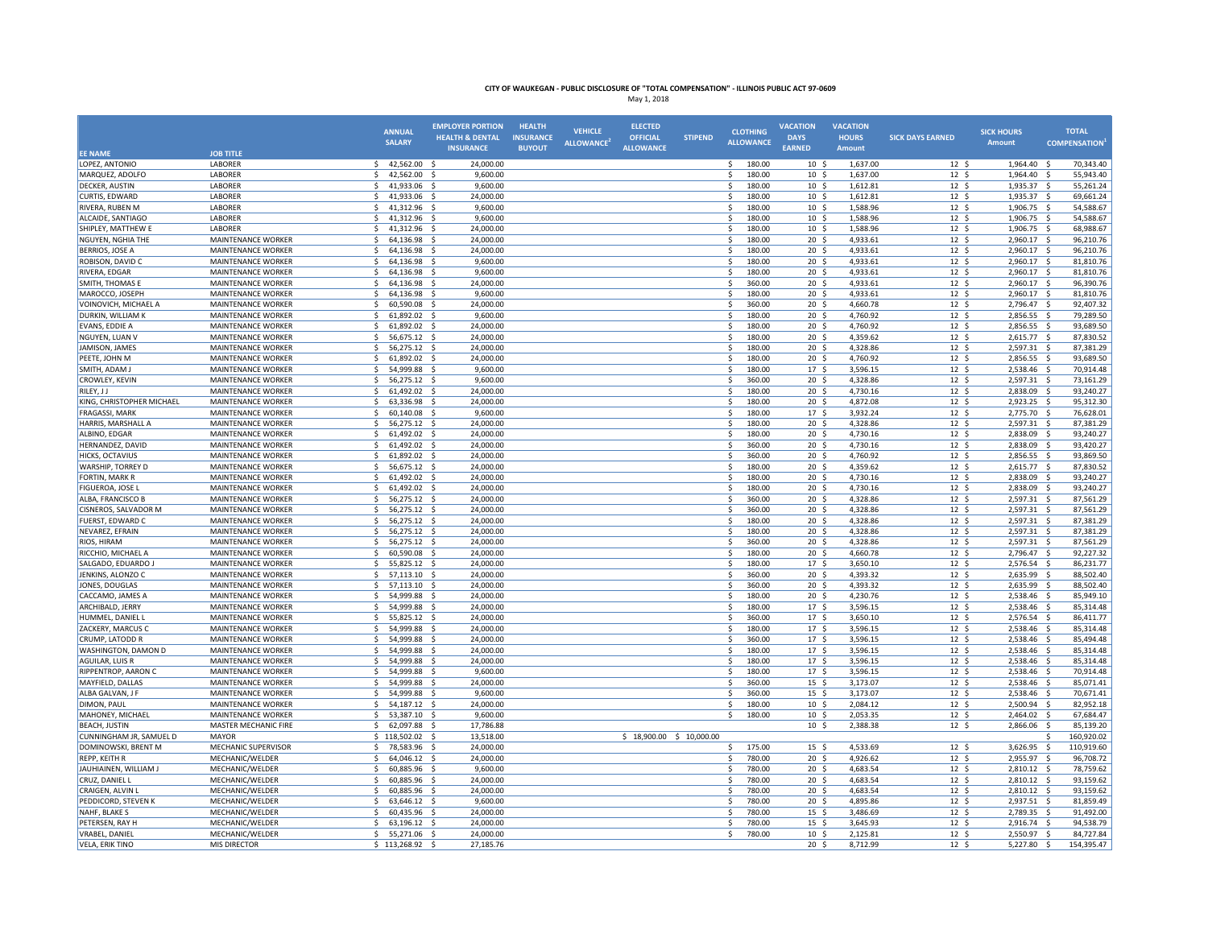**CITY OF WAUKEGAN - PUBLIC DISCLOSURE OF "TOTAL COMPENSATION" - ILLINOIS PUBLIC ACT 97-0609**

May 1, 2018

| EE NAME | JOB TITLE | ANNUAL SALARY | EMPLOYER PORTION HEALTH & DENTAL INSURANCE | HEALTH INSURANCE BUYOUT | VEHICLE ALLOWANCE[2] | ELECTED OFFICIAL ALLOWANCE | STIPEND | CLOTHING ALLOWANCE | VACATION DAYS EARNED | VACATION HOURS Amount | SICK DAYS EARNED | SICK HOURS Amount | TOTAL COMPENSATION[1] |
|---|---|---|---|---|---|---|---|---|---|---|---|---|---|
| LOPEZ, ANTONIO | LABORER | $ 42,562.00 | $ 24,000.00 | | | | | $ 180.00 | 10 | $ 1,637.00 | 12 | $ 1,964.40 | $ 70,343.40 |
| MARQUEZ, ADOLFO | LABORER | $ 42,562.00 | $ 9,600.00 | | | | | $ 180.00 | 10 | $ 1,637.00 | 12 | $ 1,964.40 | $ 55,943.40 |
| DECKER, AUSTIN | LABORER | $ 41,933.06 | $ 9,600.00 | | | | | $ 180.00 | 10 | $ 1,612.81 | 12 | $ 1,935.37 | $ 55,261.24 |
| CURTIS, EDWARD | LABORER | $ 41,933.06 | $ 24,000.00 | | | | | $ 180.00 | 10 | $ 1,612.81 | 12 | $ 1,935.37 | $ 69,661.24 |
| RIVERA, RUBEN M | LABORER | $ 41,312.96 | $ 9,600.00 | | | | | $ 180.00 | 10 | $ 1,588.96 | 12 | $ 1,906.75 | $ 54,588.67 |
| ALCAIDE, SANTIAGO | LABORER | $ 41,312.96 | $ 9,600.00 | | | | | $ 180.00 | 10 | $ 1,588.96 | 12 | $ 1,906.75 | $ 54,588.67 |
| SHIPLEY, MATTHEW E | LABORER | $ 41,312.96 | $ 24,000.00 | | | | | $ 180.00 | 10 | $ 1,588.96 | 12 | $ 1,906.75 | $ 68,988.67 |
| NGUYEN, NGHIA THE | MAINTENANCE WORKER | $ 64,136.98 | $ 24,000.00 | | | | | $ 180.00 | 20 | $ 4,933.61 | 12 | $ 2,960.17 | $ 96,210.76 |
| BERRIOS, JOSE A | MAINTENANCE WORKER | $ 64,136.98 | $ 24,000.00 | | | | | $ 180.00 | 20 | $ 4,933.61 | 12 | $ 2,960.17 | $ 96,210.76 |
| ROBISON, DAVID C | MAINTENANCE WORKER | $ 64,136.98 | $ 9,600.00 | | | | | $ 180.00 | 20 | $ 4,933.61 | 12 | $ 2,960.17 | $ 81,810.76 |
| RIVERA, EDGAR | MAINTENANCE WORKER | $ 64,136.98 | $ 9,600.00 | | | | | $ 180.00 | 20 | $ 4,933.61 | 12 | $ 2,960.17 | $ 81,810.76 |
| SMITH, THOMAS E | MAINTENANCE WORKER | $ 64,136.98 | $ 24,000.00 | | | | | $ 360.00 | 20 | $ 4,933.61 | 12 | $ 2,960.17 | $ 96,390.76 |
| MAROCCO, JOSEPH | MAINTENANCE WORKER | $ 64,136.98 | $ 9,600.00 | | | | | $ 180.00 | 20 | $ 4,933.61 | 12 | $ 2,960.17 | $ 81,810.76 |
| VOINOVICH, MICHAEL A | MAINTENANCE WORKER | $ 60,590.08 | $ 24,000.00 | | | | | $ 360.00 | 20 | $ 4,660.78 | 12 | $ 2,796.47 | $ 92,407.32 |
| DURKIN, WILLIAM K | MAINTENANCE WORKER | $ 61,892.02 | $ 9,600.00 | | | | | $ 180.00 | 20 | $ 4,760.92 | 12 | $ 2,856.55 | $ 79,289.50 |
| EVANS, EDDIE A | MAINTENANCE WORKER | $ 61,892.02 | $ 24,000.00 | | | | | $ 180.00 | 20 | $ 4,760.92 | 12 | $ 2,856.55 | $ 93,689.50 |
| NGUYEN, LUAN V | MAINTENANCE WORKER | $ 56,675.12 | $ 24,000.00 | | | | | $ 180.00 | 20 | $ 4,359.62 | 12 | $ 2,615.77 | $ 87,830.52 |
| JAMISON, JAMES | MAINTENANCE WORKER | $ 56,275.12 | $ 24,000.00 | | | | | $ 180.00 | 20 | $ 4,328.86 | 12 | $ 2,597.31 | $ 87,381.29 |
| PEETE, JOHN M | MAINTENANCE WORKER | $ 61,892.02 | $ 24,000.00 | | | | | $ 180.00 | 20 | $ 4,760.92 | 12 | $ 2,856.55 | $ 93,689.50 |
| SMITH, ADAM J | MAINTENANCE WORKER | $ 54,999.88 | $ 9,600.00 | | | | | $ 180.00 | 17 | $ 3,596.15 | 12 | $ 2,538.46 | $ 70,914.48 |
| CROWLEY, KEVIN | MAINTENANCE WORKER | $ 56,275.12 | $ 9,600.00 | | | | | $ 360.00 | 20 | $ 4,328.86 | 12 | $ 2,597.31 | $ 73,161.29 |
| RILEY, J J | MAINTENANCE WORKER | $ 61,492.02 | $ 24,000.00 | | | | | $ 180.00 | 20 | $ 4,730.16 | 12 | $ 2,838.09 | $ 93,240.27 |
| KING, CHRISTOPHER MICHAEL | MAINTENANCE WORKER | $ 63,336.98 | $ 24,000.00 | | | | | $ 180.00 | 20 | $ 4,872.08 | 12 | $ 2,923.25 | $ 95,312.30 |
| FRAGASSI, MARK | MAINTENANCE WORKER | $ 60,140.08 | $ 9,600.00 | | | | | $ 180.00 | 17 | $ 3,932.24 | 12 | $ 2,775.70 | $ 76,628.01 |
| HARRIS, MARSHALL A | MAINTENANCE WORKER | $ 56,275.12 | $ 24,000.00 | | | | | $ 180.00 | 20 | $ 4,328.86 | 12 | $ 2,597.31 | $ 87,381.29 |
| ALBINO, EDGAR | MAINTENANCE WORKER | $ 61,492.02 | $ 24,000.00 | | | | | $ 180.00 | 20 | $ 4,730.16 | 12 | $ 2,838.09 | $ 93,240.27 |
| HERNANDEZ, DAVID | MAINTENANCE WORKER | $ 61,492.02 | $ 24,000.00 | | | | | $ 360.00 | 20 | $ 4,730.16 | 12 | $ 2,838.09 | $ 93,420.27 |
| HICKS, OCTAVIUS | MAINTENANCE WORKER | $ 61,892.02 | $ 24,000.00 | | | | | $ 360.00 | 20 | $ 4,760.92 | 12 | $ 2,856.55 | $ 93,869.50 |
| WARSHIP, TORREY D | MAINTENANCE WORKER | $ 56,675.12 | $ 24,000.00 | | | | | $ 180.00 | 20 | $ 4,359.62 | 12 | $ 2,615.77 | $ 87,830.52 |
| FORTIN, MARK R | MAINTENANCE WORKER | $ 61,492.02 | $ 24,000.00 | | | | | $ 180.00 | 20 | $ 4,730.16 | 12 | $ 2,838.09 | $ 93,240.27 |
| FIGUEROA, JOSE L | MAINTENANCE WORKER | $ 61,492.02 | $ 24,000.00 | | | | | $ 180.00 | 20 | $ 4,730.16 | 12 | $ 2,838.09 | $ 93,240.27 |
| ALBA, FRANCISCO B | MAINTENANCE WORKER | $ 56,275.12 | $ 24,000.00 | | | | | $ 360.00 | 20 | $ 4,328.86 | 12 | $ 2,597.31 | $ 87,561.29 |
| CISNEROS, SALVADOR M | MAINTENANCE WORKER | $ 56,275.12 | $ 24,000.00 | | | | | $ 360.00 | 20 | $ 4,328.86 | 12 | $ 2,597.31 | $ 87,561.29 |
| FUERST, EDWARD C | MAINTENANCE WORKER | $ 56,275.12 | $ 24,000.00 | | | | | $ 180.00 | 20 | $ 4,328.86 | 12 | $ 2,597.31 | $ 87,381.29 |
| NEVAREZ, EFRAIN | MAINTENANCE WORKER | $ 56,275.12 | $ 24,000.00 | | | | | $ 180.00 | 20 | $ 4,328.86 | 12 | $ 2,597.31 | $ 87,381.29 |
| RIOS, HIRAM | MAINTENANCE WORKER | $ 56,275.12 | $ 24,000.00 | | | | | $ 360.00 | 20 | $ 4,328.86 | 12 | $ 2,597.31 | $ 87,561.29 |
| RICCHIO, MICHAEL A | MAINTENANCE WORKER | $ 60,590.08 | $ 24,000.00 | | | | | $ 180.00 | 20 | $ 4,660.78 | 12 | $ 2,796.47 | $ 92,227.32 |
| SALGADO, EDUARDO J | MAINTENANCE WORKER | $ 55,825.12 | $ 24,000.00 | | | | | $ 180.00 | 17 | $ 3,650.10 | 12 | $ 2,576.54 | $ 86,231.77 |
| JENKINS, ALONZO C | MAINTENANCE WORKER | $ 57,113.10 | $ 24,000.00 | | | | | $ 360.00 | 20 | $ 4,393.32 | 12 | $ 2,635.99 | $ 88,502.40 |
| JONES, DOUGLAS | MAINTENANCE WORKER | $ 57,113.10 | $ 24,000.00 | | | | | $ 360.00 | 20 | $ 4,393.32 | 12 | $ 2,635.99 | $ 88,502.40 |
| CACCAMO, JAMES A | MAINTENANCE WORKER | $ 54,999.88 | $ 24,000.00 | | | | | $ 180.00 | 20 | $ 4,230.76 | 12 | $ 2,538.46 | $ 85,949.10 |
| ARCHIBALD, JERRY | MAINTENANCE WORKER | $ 54,999.88 | $ 24,000.00 | | | | | $ 180.00 | 17 | $ 3,596.15 | 12 | $ 2,538.46 | $ 85,314.48 |
| HUMMEL, DANIEL L | MAINTENANCE WORKER | $ 55,825.12 | $ 24,000.00 | | | | | $ 360.00 | 17 | $ 3,650.10 | 12 | $ 2,576.54 | $ 86,411.77 |
| ZACKERY, MARCUS C | MAINTENANCE WORKER | $ 54,999.88 | $ 24,000.00 | | | | | $ 180.00 | 17 | $ 3,596.15 | 12 | $ 2,538.46 | $ 85,314.48 |
| CRUMP, LATODD R | MAINTENANCE WORKER | $ 54,999.88 | $ 24,000.00 | | | | | $ 360.00 | 17 | $ 3,596.15 | 12 | $ 2,538.46 | $ 85,494.48 |
| WASHINGTON, DAMON D | MAINTENANCE WORKER | $ 54,999.88 | $ 24,000.00 | | | | | $ 180.00 | 17 | $ 3,596.15 | 12 | $ 2,538.46 | $ 85,314.48 |
| AGUILAR, LUIS R | MAINTENANCE WORKER | $ 54,999.88 | $ 24,000.00 | | | | | $ 180.00 | 17 | $ 3,596.15 | 12 | $ 2,538.46 | $ 85,314.48 |
| RIPPENTROP, AARON C | MAINTENANCE WORKER | $ 54,999.88 | $ 9,600.00 | | | | | $ 180.00 | 17 | $ 3,596.15 | 12 | $ 2,538.46 | $ 70,914.48 |
| MAYFIELD, DALLAS | MAINTENANCE WORKER | $ 54,999.88 | $ 24,000.00 | | | | | $ 360.00 | 15 | $ 3,173.07 | 12 | $ 2,538.46 | $ 85,071.41 |
| ALBA GALVAN, J F | MAINTENANCE WORKER | $ 54,999.88 | $ 9,600.00 | | | | | $ 360.00 | 15 | $ 3,173.07 | 12 | $ 2,538.46 | $ 70,671.41 |
| DIMON, PAUL | MAINTENANCE WORKER | $ 54,187.12 | $ 24,000.00 | | | | | $ 180.00 | 10 | $ 2,084.12 | 12 | $ 2,500.94 | $ 82,952.18 |
| MAHONEY, MICHAEL | MAINTENANCE WORKER | $ 53,387.10 | $ 9,600.00 | | | | | $ 180.00 | 10 | $ 2,053.35 | 12 | $ 2,464.02 | $ 67,684.47 |
| BEACH, JUSTIN | MASTER MECHANIC FIRE | $ 62,097.88 | $ 17,786.88 | | | | | | 10 | $ 2,388.38 | 12 | $ 2,866.06 | $ 85,139.20 |
| CUNNINGHAM JR, SAMUEL D | MAYOR | $ 118,502.02 | $ 13,518.00 | | | $ 18,900.00 | $ 10,000.00 | | | | | | $ 160,920.02 |
| DOMINOWSKI, BRENT M | MECHANIC SUPERVISOR | $ 78,583.96 | $ 24,000.00 | | | | | $ 175.00 | 15 | $ 4,533.69 | 12 | $ 3,626.95 | $ 110,919.60 |
| REPP, KEITH R | MECHANIC/WELDER | $ 64,046.12 | $ 24,000.00 | | | | | $ 780.00 | 20 | $ 4,926.62 | 12 | $ 2,955.97 | $ 96,708.72 |
| JAUHIAINEN, WILLIAM J | MECHANIC/WELDER | $ 60,885.96 | $ 9,600.00 | | | | | $ 780.00 | 20 | $ 4,683.54 | 12 | $ 2,810.12 | $ 78,759.62 |
| CRUZ, DANIEL L | MECHANIC/WELDER | $ 60,885.96 | $ 24,000.00 | | | | | $ 780.00 | 20 | $ 4,683.54 | 12 | $ 2,810.12 | $ 93,159.62 |
| CRAIGEN, ALVIN L | MECHANIC/WELDER | $ 60,885.96 | $ 24,000.00 | | | | | $ 780.00 | 20 | $ 4,683.54 | 12 | $ 2,810.12 | $ 93,159.62 |
| PEDDICORD, STEVEN K | MECHANIC/WELDER | $ 63,646.12 | $ 9,600.00 | | | | | $ 780.00 | 20 | $ 4,895.86 | 12 | $ 2,937.51 | $ 81,859.49 |
| NAHF, BLAKE S | MECHANIC/WELDER | $ 60,435.96 | $ 24,000.00 | | | | | $ 780.00 | 15 | $ 3,486.69 | 12 | $ 2,789.35 | $ 91,492.00 |
| PETERSEN, RAY H | MECHANIC/WELDER | $ 63,196.12 | $ 24,000.00 | | | | | $ 780.00 | 15 | $ 3,645.93 | 12 | $ 2,916.74 | $ 94,538.79 |
| VRABEL, DANIEL | MECHANIC/WELDER | $ 55,271.06 | $ 24,000.00 | | | | | $ 780.00 | 10 | $ 2,125.81 | 12 | $ 2,550.97 | $ 84,727.84 |
| VELA, ERIK TINO | MIS DIRECTOR | $ 113,268.92 | $ 27,185.76 | | | | | | 20 | $ 8,712.99 | 12 | $ 5,227.80 | $ 154,395.47 |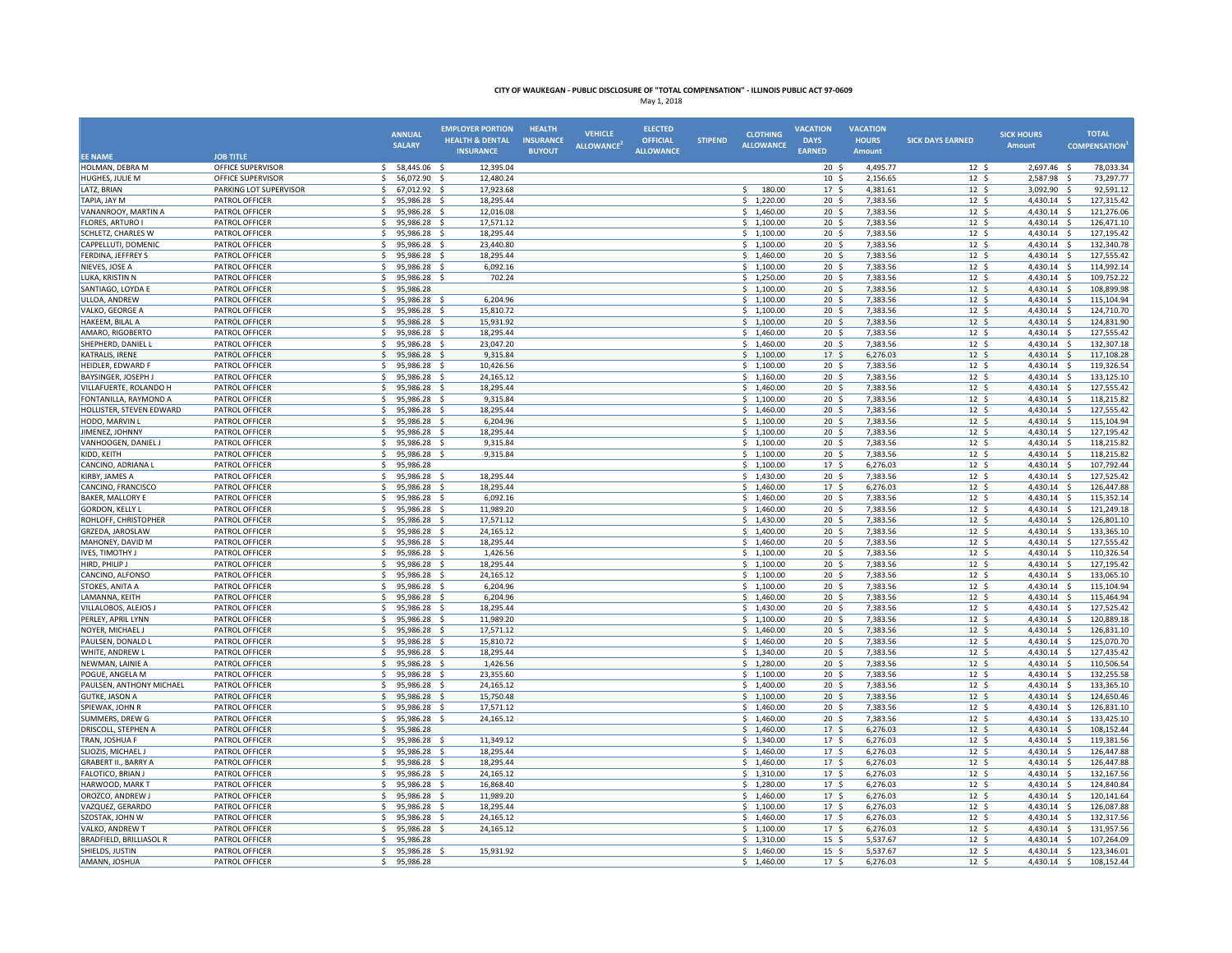**CITY OF WAUKEGAN - PUBLIC DISCLOSURE OF "TOTAL COMPENSATION" - ILLINOIS PUBLIC ACT 97-0609**

May 1, 2018

| EE NAME | JOB TITLE | ANNUAL SALARY | EMPLOYER PORTION HEALTH & DENTAL INSURANCE | HEALTH INSURANCE BUYOUT | VEHICLE ALLOWANCE[2] | ELECTED OFFICIAL ALLOWANCE | STIPEND | CLOTHING ALLOWANCE | VACATION DAYS EARNED | VACATION HOURS Amount | SICK DAYS EARNED | SICK HOURS Amount | TOTAL COMPENSATION[1] |
|---|---|---|---|---|---|---|---|---|---|---|---|---|---|
| HOLMAN, DEBRA M | OFFICE SUPERVISOR | $ 58,445.06 | $ 12,395.04 | | | | | | 20 | $ 4,495.77 | 12 | $ 2,697.46 | $ 78,033.34 |
| HUGHES, JULIE M | OFFICE SUPERVISOR | $ 56,072.90 | $ 12,480.24 | | | | | | 10 | $ 2,156.65 | 12 | $ 2,587.98 | $ 73,297.77 |
| LATZ, BRIAN | PARKING LOT SUPERVISOR | $ 67,012.92 | $ 17,923.68 | | | | | $ 180.00 | 17 | $ 4,381.61 | 12 | $ 3,092.90 | $ 92,591.12 |
| TAPIA, JAY M | PATROL OFFICER | $ 95,986.28 | $ 18,295.44 | | | | | $ 1,220.00 | 20 | $ 7,383.56 | 12 | $ 4,430.14 | $ 127,315.42 |
| VANANROOY, MARTIN A | PATROL OFFICER | $ 95,986.28 | $ 12,016.08 | | | | | $ 1,460.00 | 20 | $ 7,383.56 | 12 | $ 4,430.14 | $ 121,276.06 |
| FLORES, ARTURO I | PATROL OFFICER | $ 95,986.28 | $ 17,571.12 | | | | | $ 1,100.00 | 20 | $ 7,383.56 | 12 | $ 4,430.14 | $ 126,471.10 |
| SCHLETZ, CHARLES W | PATROL OFFICER | $ 95,986.28 | $ 18,295.44 | | | | | $ 1,100.00 | 20 | $ 7,383.56 | 12 | $ 4,430.14 | $ 127,195.42 |
| CAPPELLUTI, DOMENIC | PATROL OFFICER | $ 95,986.28 | $ 23,440.80 | | | | | $ 1,100.00 | 20 | $ 7,383.56 | 12 | $ 4,430.14 | $ 132,340.78 |
| FERDINA, JEFFREY S | PATROL OFFICER | $ 95,986.28 | $ 18,295.44 | | | | | $ 1,460.00 | 20 | $ 7,383.56 | 12 | $ 4,430.14 | $ 127,555.42 |
| NIEVES, JOSE A | PATROL OFFICER | $ 95,986.28 | $ 6,092.16 | | | | | $ 1,100.00 | 20 | $ 7,383.56 | 12 | $ 4,430.14 | $ 114,992.14 |
| LUKA, KRISTIN N | PATROL OFFICER | $ 95,986.28 | $ 702.24 | | | | | $ 1,250.00 | 20 | $ 7,383.56 | 12 | $ 4,430.14 | $ 109,752.22 |
| SANTIAGO, LOYDA E | PATROL OFFICER | $ 95,986.28 | | | | | | $ 1,100.00 | 20 | $ 7,383.56 | 12 | $ 4,430.14 | $ 108,899.98 |
| ULLOA, ANDREW | PATROL OFFICER | $ 95,986.28 | $ 6,204.96 | | | | | $ 1,100.00 | 20 | $ 7,383.56 | 12 | $ 4,430.14 | $ 115,104.94 |
| VALKO, GEORGE A | PATROL OFFICER | $ 95,986.28 | $ 15,810.72 | | | | | $ 1,100.00 | 20 | $ 7,383.56 | 12 | $ 4,430.14 | $ 124,710.70 |
| HAKEEM, BILAL A | PATROL OFFICER | $ 95,986.28 | $ 15,931.92 | | | | | $ 1,100.00 | 20 | $ 7,383.56 | 12 | $ 4,430.14 | $ 124,831.90 |
| AMARO, RIGOBERTO | PATROL OFFICER | $ 95,986.28 | $ 18,295.44 | | | | | $ 1,460.00 | 20 | $ 7,383.56 | 12 | $ 4,430.14 | $ 127,555.42 |
| SHEPHERD, DANIEL L | PATROL OFFICER | $ 95,986.28 | $ 23,047.20 | | | | | $ 1,460.00 | 20 | $ 7,383.56 | 12 | $ 4,430.14 | $ 132,307.18 |
| KATRALIS, IRENE | PATROL OFFICER | $ 95,986.28 | $ 9,315.84 | | | | | $ 1,100.00 | 17 | $ 6,276.03 | 12 | $ 4,430.14 | $ 117,108.28 |
| HEIDLER, EDWARD F | PATROL OFFICER | $ 95,986.28 | $ 10,426.56 | | | | | $ 1,100.00 | 20 | $ 7,383.56 | 12 | $ 4,430.14 | $ 119,326.54 |
| BAYSINGER, JOSEPH J | PATROL OFFICER | $ 95,986.28 | $ 24,165.12 | | | | | $ 1,160.00 | 20 | $ 7,383.56 | 12 | $ 4,430.14 | $ 133,125.10 |
| VILLAFUERTE, ROLANDO H | PATROL OFFICER | $ 95,986.28 | $ 18,295.44 | | | | | $ 1,460.00 | 20 | $ 7,383.56 | 12 | $ 4,430.14 | $ 127,555.42 |
| FONTANILLA, RAYMOND A | PATROL OFFICER | $ 95,986.28 | $ 9,315.84 | | | | | $ 1,100.00 | 20 | $ 7,383.56 | 12 | $ 4,430.14 | $ 118,215.82 |
| HOLLISTER, STEVEN EDWARD | PATROL OFFICER | $ 95,986.28 | $ 18,295.44 | | | | | $ 1,460.00 | 20 | $ 7,383.56 | 12 | $ 4,430.14 | $ 127,555.42 |
| HODO, MARVIN L | PATROL OFFICER | $ 95,986.28 | $ 6,204.96 | | | | | $ 1,100.00 | 20 | $ 7,383.56 | 12 | $ 4,430.14 | $ 115,104.94 |
| JIMENEZ, JOHNNY | PATROL OFFICER | $ 95,986.28 | $ 18,295.44 | | | | | $ 1,100.00 | 20 | $ 7,383.56 | 12 | $ 4,430.14 | $ 127,195.42 |
| VANHOOGEN, DANIEL J | PATROL OFFICER | $ 95,986.28 | $ 9,315.84 | | | | | $ 1,100.00 | 20 | $ 7,383.56 | 12 | $ 4,430.14 | $ 118,215.82 |
| KIDD, KEITH | PATROL OFFICER | $ 95,986.28 | $ 9,315.84 | | | | | $ 1,100.00 | 20 | $ 7,383.56 | 12 | $ 4,430.14 | $ 118,215.82 |
| CANCINO, ADRIANA L | PATROL OFFICER | $ 95,986.28 | | | | | | $ 1,100.00 | 17 | $ 6,276.03 | 12 | $ 4,430.14 | $ 107,792.44 |
| KIRBY, JAMES A | PATROL OFFICER | $ 95,986.28 | $ 18,295.44 | | | | | $ 1,430.00 | 20 | $ 7,383.56 | 12 | $ 4,430.14 | $ 127,525.42 |
| CANCINO, FRANCISCO | PATROL OFFICER | $ 95,986.28 | $ 18,295.44 | | | | | $ 1,460.00 | 17 | $ 6,276.03 | 12 | $ 4,430.14 | $ 126,447.88 |
| BAKER, MALLORY E | PATROL OFFICER | $ 95,986.28 | $ 6,092.16 | | | | | $ 1,460.00 | 20 | $ 7,383.56 | 12 | $ 4,430.14 | $ 115,352.14 |
| GORDON, KELLY L | PATROL OFFICER | $ 95,986.28 | $ 11,989.20 | | | | | $ 1,460.00 | 20 | $ 7,383.56 | 12 | $ 4,430.14 | $ 121,249.18 |
| ROHLOFF, CHRISTOPHER | PATROL OFFICER | $ 95,986.28 | $ 17,571.12 | | | | | $ 1,430.00 | 20 | $ 7,383.56 | 12 | $ 4,430.14 | $ 126,801.10 |
| GRZEDA, JAROSLAW | PATROL OFFICER | $ 95,986.28 | $ 24,165.12 | | | | | $ 1,400.00 | 20 | $ 7,383.56 | 12 | $ 4,430.14 | $ 133,365.10 |
| MAHONEY, DAVID M | PATROL OFFICER | $ 95,986.28 | $ 18,295.44 | | | | | $ 1,460.00 | 20 | $ 7,383.56 | 12 | $ 4,430.14 | $ 127,555.42 |
| IVES, TIMOTHY J | PATROL OFFICER | $ 95,986.28 | $ 1,426.56 | | | | | $ 1,100.00 | 20 | $ 7,383.56 | 12 | $ 4,430.14 | $ 110,326.54 |
| HIRD, PHILIP J | PATROL OFFICER | $ 95,986.28 | $ 18,295.44 | | | | | $ 1,100.00 | 20 | $ 7,383.56 | 12 | $ 4,430.14 | $ 127,195.42 |
| CANCINO, ALFONSO | PATROL OFFICER | $ 95,986.28 | $ 24,165.12 | | | | | $ 1,100.00 | 20 | $ 7,383.56 | 12 | $ 4,430.14 | $ 133,065.10 |
| STOKES, ANITA A | PATROL OFFICER | $ 95,986.28 | $ 6,204.96 | | | | | $ 1,100.00 | 20 | $ 7,383.56 | 12 | $ 4,430.14 | $ 115,104.94 |
| LAMANNA, KEITH | PATROL OFFICER | $ 95,986.28 | $ 6,204.96 | | | | | $ 1,460.00 | 20 | $ 7,383.56 | 12 | $ 4,430.14 | $ 115,464.94 |
| VILLALOBOS, ALEJOS J | PATROL OFFICER | $ 95,986.28 | $ 18,295.44 | | | | | $ 1,430.00 | 20 | $ 7,383.56 | 12 | $ 4,430.14 | $ 127,525.42 |
| PERLEY, APRIL LYNN | PATROL OFFICER | $ 95,986.28 | $ 11,989.20 | | | | | $ 1,100.00 | 20 | $ 7,383.56 | 12 | $ 4,430.14 | $ 120,889.18 |
| NOYER, MICHAEL J | PATROL OFFICER | $ 95,986.28 | $ 17,571.12 | | | | | $ 1,460.00 | 20 | $ 7,383.56 | 12 | $ 4,430.14 | $ 126,831.10 |
| PAULSEN, DONALD L | PATROL OFFICER | $ 95,986.28 | $ 15,810.72 | | | | | $ 1,460.00 | 20 | $ 7,383.56 | 12 | $ 4,430.14 | $ 125,070.70 |
| WHITE, ANDREW L | PATROL OFFICER | $ 95,986.28 | $ 18,295.44 | | | | | $ 1,340.00 | 20 | $ 7,383.56 | 12 | $ 4,430.14 | $ 127,435.42 |
| NEWMAN, LAINIE A | PATROL OFFICER | $ 95,986.28 | $ 1,426.56 | | | | | $ 1,280.00 | 20 | $ 7,383.56 | 12 | $ 4,430.14 | $ 110,506.54 |
| POGUE, ANGELA M | PATROL OFFICER | $ 95,986.28 | $ 23,355.60 | | | | | $ 1,100.00 | 20 | $ 7,383.56 | 12 | $ 4,430.14 | $ 132,255.58 |
| PAULSEN, ANTHONY MICHAEL | PATROL OFFICER | $ 95,986.28 | $ 24,165.12 | | | | | $ 1,400.00 | 20 | $ 7,383.56 | 12 | $ 4,430.14 | $ 133,365.10 |
| GUTKE, JASON A | PATROL OFFICER | $ 95,986.28 | $ 15,750.48 | | | | | $ 1,100.00 | 20 | $ 7,383.56 | 12 | $ 4,430.14 | $ 124,650.46 |
| SPIEWAK, JOHN R | PATROL OFFICER | $ 95,986.28 | $ 17,571.12 | | | | | $ 1,460.00 | 20 | $ 7,383.56 | 12 | $ 4,430.14 | $ 126,831.10 |
| SUMMERS, DREW G | PATROL OFFICER | $ 95,986.28 | $ 24,165.12 | | | | | $ 1,460.00 | 20 | $ 7,383.56 | 12 | $ 4,430.14 | $ 133,425.10 |
| DRISCOLL, STEPHEN A | PATROL OFFICER | $ 95,986.28 | | | | | | $ 1,460.00 | 17 | $ 6,276.03 | 12 | $ 4,430.14 | $ 108,152.44 |
| TRAN, JOSHUA F | PATROL OFFICER | $ 95,986.28 | $ 11,349.12 | | | | | $ 1,340.00 | 17 | $ 6,276.03 | 12 | $ 4,430.14 | $ 119,381.56 |
| SLIOZIS, MICHAEL J | PATROL OFFICER | $ 95,986.28 | $ 18,295.44 | | | | | $ 1,460.00 | 17 | $ 6,276.03 | 12 | $ 4,430.14 | $ 126,447.88 |
| GRABERT II., BARRY A | PATROL OFFICER | $ 95,986.28 | $ 18,295.44 | | | | | $ 1,460.00 | 17 | $ 6,276.03 | 12 | $ 4,430.14 | $ 126,447.88 |
| FALOTICO, BRIAN J | PATROL OFFICER | $ 95,986.28 | $ 24,165.12 | | | | | $ 1,310.00 | 17 | $ 6,276.03 | 12 | $ 4,430.14 | $ 132,167.56 |
| HARWOOD, MARK T | PATROL OFFICER | $ 95,986.28 | $ 16,868.40 | | | | | $ 1,280.00 | 17 | $ 6,276.03 | 12 | $ 4,430.14 | $ 124,840.84 |
| OROZCO, ANDREW J | PATROL OFFICER | $ 95,986.28 | $ 11,989.20 | | | | | $ 1,460.00 | 17 | $ 6,276.03 | 12 | $ 4,430.14 | $ 120,141.64 |
| VAZQUEZ, GERARDO | PATROL OFFICER | $ 95,986.28 | $ 18,295.44 | | | | | $ 1,100.00 | 17 | $ 6,276.03 | 12 | $ 4,430.14 | $ 126,087.88 |
| SZOSTAK, JOHN W | PATROL OFFICER | $ 95,986.28 | $ 24,165.12 | | | | | $ 1,460.00 | 17 | $ 6,276.03 | 12 | $ 4,430.14 | $ 132,317.56 |
| VALKO, ANDREW T | PATROL OFFICER | $ 95,986.28 | $ 24,165.12 | | | | | $ 1,100.00 | 17 | $ 6,276.03 | 12 | $ 4,430.14 | $ 131,957.56 |
| BRADFIELD, BRILLIASOL R | PATROL OFFICER | $ 95,986.28 | | | | | | $ 1,310.00 | 15 | $ 5,537.67 | 12 | $ 4,430.14 | $ 107,264.09 |
| SHIELDS, JUSTIN | PATROL OFFICER | $ 95,986.28 | $ 15,931.92 | | | | | $ 1,460.00 | 15 | $ 5,537.67 | 12 | $ 4,430.14 | $ 123,346.01 |
| AMANN, JOSHUA | PATROL OFFICER | $ 95,986.28 | | | | | | $ 1,460.00 | 17 | $ 6,276.03 | 12 | $ 4,430.14 | $ 108,152.44 |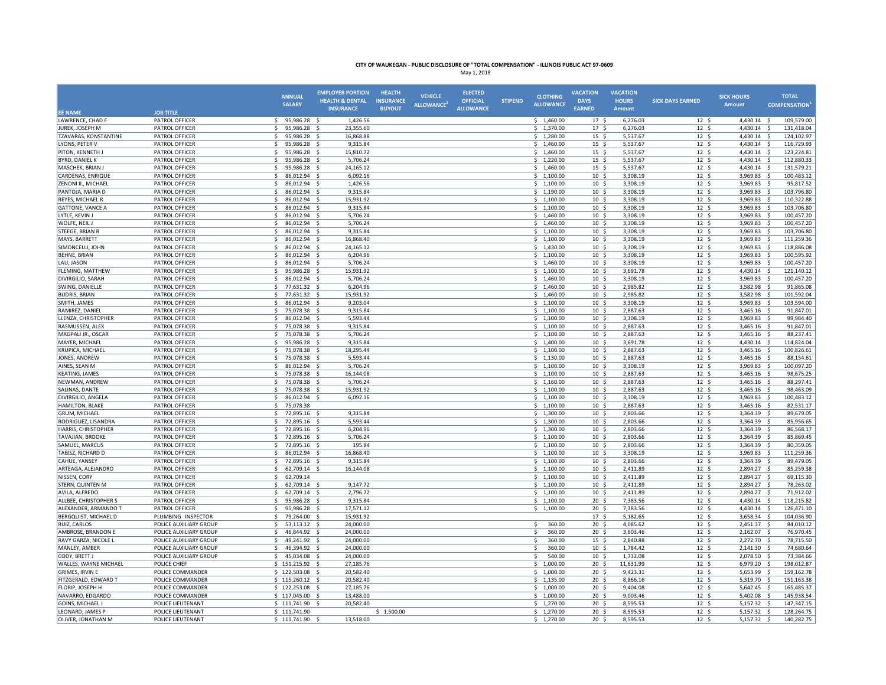**CITY OF WAUKEGAN - PUBLIC DISCLOSURE OF "TOTAL COMPENSATION" - ILLINOIS PUBLIC ACT 97-0609**

May 1, 2018

| EE NAME | JOB TITLE | ANNUAL SALARY | EMPLOYER PORTION HEALTH & DENTAL INSURANCE | HEALTH INSURANCE BUYOUT | VEHICLE ALLOWANCE[2] | ELECTED OFFICIAL ALLOWANCE | STIPEND | CLOTHING ALLOWANCE | VACATION DAYS EARNED | VACATION HOURS Amount | SICK DAYS EARNED | SICK HOURS Amount | TOTAL COMPENSATION[1] |
|---|---|---|---|---|---|---|---|---|---|---|---|---|---|
| LAWRENCE, CHAD F | PATROL OFFICER | $ 95,986.28 | $ 1,426.56 | | | | | $ 1,460.00 | 17 | $ 6,276.03 | 12 | $ 4,430.14 | $ 109,579.00 |
| JUREK, JOSEPH M | PATROL OFFICER | $ 95,986.28 | $ 23,355.60 | | | | | $ 1,370.00 | 17 | $ 6,276.03 | 12 | $ 4,430.14 | $ 131,418.04 |
| TZAVARAS, KONSTANTINE | PATROL OFFICER | $ 95,986.28 | $ 16,868.88 | | | | | $ 1,280.00 | 15 | $ 5,537.67 | 12 | $ 4,430.14 | $ 124,102.97 |
| LYONS, PETER V | PATROL OFFICER | $ 95,986.28 | $ 9,315.84 | | | | | $ 1,460.00 | 15 | $ 5,537.67 | 12 | $ 4,430.14 | $ 116,729.93 |
| PITON, KENNETH J | PATROL OFFICER | $ 95,986.28 | $ 15,810.72 | | | | | $ 1,460.00 | 15 | $ 5,537.67 | 12 | $ 4,430.14 | $ 123,224.81 |
| BYRD, DANIEL K | PATROL OFFICER | $ 95,986.28 | $ 5,706.24 | | | | | $ 1,220.00 | 15 | $ 5,537.67 | 12 | $ 4,430.14 | $ 112,880.33 |
| MASCHEK, BRIAN J | PATROL OFFICER | $ 95,986.28 | $ 24,165.12 | | | | | $ 1,460.00 | 15 | $ 5,537.67 | 12 | $ 4,430.14 | $ 131,579.21 |
| CARDENAS, ENRIQUE | PATROL OFFICER | $ 86,012.94 | $ 6,092.16 | | | | | $ 1,100.00 | 10 | $ 3,308.19 | 12 | $ 3,969.83 | $ 100,483.12 |
| ZENONI II., MICHAEL | PATROL OFFICER | $ 86,012.94 | $ 1,426.56 | | | | | $ 1,100.00 | 10 | $ 3,308.19 | 12 | $ 3,969.83 | $ 95,817.52 |
| PANTOJA, MARIA D | PATROL OFFICER | $ 86,012.94 | $ 9,315.84 | | | | | $ 1,190.00 | 10 | $ 3,308.19 | 12 | $ 3,969.83 | $ 103,796.80 |
| REYES, MICHAEL R | PATROL OFFICER | $ 86,012.94 | $ 15,931.92 | | | | | $ 1,100.00 | 10 | $ 3,308.19 | 12 | $ 3,969.83 | $ 110,322.88 |
| GATTONE, VANCE A | PATROL OFFICER | $ 86,012.94 | $ 9,315.84 | | | | | $ 1,100.00 | 10 | $ 3,308.19 | 12 | $ 3,969.83 | $ 103,706.80 |
| LYTLE, KEVIN J | PATROL OFFICER | $ 86,012.94 | $ 5,706.24 | | | | | $ 1,460.00 | 10 | $ 3,308.19 | 12 | $ 3,969.83 | $ 100,457.20 |
| WOLFE, NEIL J | PATROL OFFICER | $ 86,012.94 | $ 5,706.24 | | | | | $ 1,460.00 | 10 | $ 3,308.19 | 12 | $ 3,969.83 | $ 100,457.20 |
| STEEGE, BRIAN R | PATROL OFFICER | $ 86,012.94 | $ 9,315.84 | | | | | $ 1,100.00 | 10 | $ 3,308.19 | 12 | $ 3,969.83 | $ 103,706.80 |
| MAYS, BARRETT | PATROL OFFICER | $ 86,012.94 | $ 16,868.40 | | | | | $ 1,100.00 | 10 | $ 3,308.19 | 12 | $ 3,969.83 | $ 111,259.36 |
| SIMONCELLI, JOHN | PATROL OFFICER | $ 86,012.94 | $ 24,165.12 | | | | | $ 1,430.00 | 10 | $ 3,308.19 | 12 | $ 3,969.83 | $ 118,886.08 |
| BEHNE, BRIAN | PATROL OFFICER | $ 86,012.94 | $ 6,204.96 | | | | | $ 1,100.00 | 10 | $ 3,308.19 | 12 | $ 3,969.83 | $ 100,595.92 |
| LAU, JASON | PATROL OFFICER | $ 86,012.94 | $ 5,706.24 | | | | | $ 1,460.00 | 10 | $ 3,308.19 | 12 | $ 3,969.83 | $ 100,457.20 |
| FLEMING, MATTHEW | PATROL OFFICER | $ 95,986.28 | $ 15,931.92 | | | | | $ 1,100.00 | 10 | $ 3,691.78 | 12 | $ 4,430.14 | $ 121,140.12 |
| DIVIRGILIO, SARAH | PATROL OFFICER | $ 86,012.94 | $ 5,706.24 | | | | | $ 1,460.00 | 10 | $ 3,308.19 | 12 | $ 3,969.83 | $ 100,457.20 |
| SWING, DANIELLE | PATROL OFFICER | $ 77,631.32 | $ 6,204.96 | | | | | $ 1,460.00 | 10 | $ 2,985.82 | 12 | $ 3,582.98 | $ 91,865.08 |
| BUDRIS, BRIAN | PATROL OFFICER | $ 77,631.32 | $ 15,931.92 | | | | | $ 1,460.00 | 10 | $ 2,985.82 | 12 | $ 3,582.98 | $ 101,592.04 |
| SMITH, JAMES | PATROL OFFICER | $ 86,012.94 | $ 9,203.04 | | | | | $ 1,100.00 | 10 | $ 3,308.19 | 12 | $ 3,969.83 | $ 103,594.00 |
| RAMIREZ, DANIEL | PATROL OFFICER | $ 75,078.38 | $ 9,315.84 | | | | | $ 1,100.00 | 10 | $ 2,887.63 | 12 | $ 3,465.16 | $ 91,847.01 |
| LLENZA, CHRISTOPHER | PATROL OFFICER | $ 86,012.94 | $ 5,593.44 | | | | | $ 1,100.00 | 10 | $ 3,308.19 | 12 | $ 3,969.83 | $ 99,984.40 |
| RASMUSSEN, ALEX | PATROL OFFICER | $ 75,078.38 | $ 9,315.84 | | | | | $ 1,100.00 | 10 | $ 2,887.63 | 12 | $ 3,465.16 | $ 91,847.01 |
| MAGPALI JR., OSCAR | PATROL OFFICER | $ 75,078.38 | $ 5,706.24 | | | | | $ 1,100.00 | 10 | $ 2,887.63 | 12 | $ 3,465.16 | $ 88,237.41 |
| MAYER, MICHAEL | PATROL OFFICER | $ 95,986.28 | $ 9,315.84 | | | | | $ 1,400.00 | 10 | $ 3,691.78 | 12 | $ 4,430.14 | $ 114,824.04 |
| KRUPICA, MICHAEL | PATROL OFFICER | $ 75,078.38 | $ 18,295.44 | | | | | $ 1,100.00 | 10 | $ 2,887.63 | 12 | $ 3,465.16 | $ 100,826.61 |
| JONES, ANDREW | PATROL OFFICER | $ 75,078.38 | $ 5,593.44 | | | | | $ 1,130.00 | 10 | $ 2,887.63 | 12 | $ 3,465.16 | $ 88,154.61 |
| AINES, SEAN M | PATROL OFFICER | $ 86,012.94 | $ 5,706.24 | | | | | $ 1,100.00 | 10 | $ 3,308.19 | 12 | $ 3,969.83 | $ 100,097.20 |
| KEATING, JAMES | PATROL OFFICER | $ 75,078.38 | $ 16,144.08 | | | | | $ 1,100.00 | 10 | $ 2,887.63 | 12 | $ 3,465.16 | $ 98,675.25 |
| NEWMAN, ANDREW | PATROL OFFICER | $ 75,078.38 | $ 5,706.24 | | | | | $ 1,160.00 | 10 | $ 2,887.63 | 12 | $ 3,465.16 | $ 88,297.41 |
| SALINAS, DANTE | PATROL OFFICER | $ 75,078.38 | $ 15,931.92 | | | | | $ 1,100.00 | 10 | $ 2,887.63 | 12 | $ 3,465.16 | $ 98,463.09 |
| DIVIRGILIO, ANGELA | PATROL OFFICER | $ 86,012.94 | $ 6,092.16 | | | | | $ 1,100.00 | 10 | $ 3,308.19 | 12 | $ 3,969.83 | $ 100,483.12 |
| HAMILTON, BLAKE | PATROL OFFICER | $ 75,078.38 | | | | | | $ 1,100.00 | 10 | $ 2,887.63 | 12 | $ 3,465.16 | $ 82,531.17 |
| GRUM, MICHAEL | PATROL OFFICER | $ 72,895.16 | $ 9,315.84 | | | | | $ 1,300.00 | 10 | $ 2,803.66 | 12 | $ 3,364.39 | $ 89,679.05 |
| RODRIGUEZ, LISANDRA | PATROL OFFICER | $ 72,895.16 | $ 5,593.44 | | | | | $ 1,300.00 | 10 | $ 2,803.66 | 12 | $ 3,364.39 | $ 85,956.65 |
| HARRIS, CHRISTOPHER | PATROL OFFICER | $ 72,895.16 | $ 6,204.96 | | | | | $ 1,300.00 | 10 | $ 2,803.66 | 12 | $ 3,364.39 | $ 86,568.17 |
| TAVAJIAN, BROOKE | PATROL OFFICER | $ 72,895.16 | $ 5,706.24 | | | | | $ 1,100.00 | 10 | $ 2,803.66 | 12 | $ 3,364.39 | $ 85,869.45 |
| SAMUEL, MARCUS | PATROL OFFICER | $ 72,895.16 | $ 195.84 | | | | | $ 1,100.00 | 10 | $ 2,803.66 | 12 | $ 3,364.39 | $ 80,359.05 |
| TABISZ, RICHARD D | PATROL OFFICER | $ 86,012.94 | $ 16,868.40 | | | | | $ 1,100.00 | 10 | $ 3,308.19 | 12 | $ 3,969.83 | $ 111,259.36 |
| CAHUE, YANSEY | PATROL OFFICER | $ 72,895.16 | $ 9,315.84 | | | | | $ 1,100.00 | 10 | $ 2,803.66 | 12 | $ 3,364.39 | $ 89,479.05 |
| ARTEAGA, ALEJANDRO | PATROL OFFICER | $ 62,709.14 | $ 16,144.08 | | | | | $ 1,100.00 | 10 | $ 2,411.89 | 12 | $ 2,894.27 | $ 85,259.38 |
| NISSEN, CORY | PATROL OFFICER | $ 62,709.14 | | | | | | $ 1,100.00 | 10 | $ 2,411.89 | 12 | $ 2,894.27 | $ 69,115.30 |
| STERN, QUINTEN M | PATROL OFFICER | $ 62,709.14 | $ 9,147.72 | | | | | $ 1,100.00 | 10 | $ 2,411.89 | 12 | $ 2,894.27 | $ 78,263.02 |
| AVILA, ALFREDO | PATROL OFFICER | $ 62,709.14 | $ 2,796.72 | | | | | $ 1,100.00 | 10 | $ 2,411.89 | 12 | $ 2,894.27 | $ 71,912.02 |
| ALLBEE, CHRISTOPHER S | PATROL OFFICER | $ 95,986.28 | $ 9,315.84 | | | | | $ 1,100.00 | 20 | $ 7,383.56 | 12 | $ 4,430.14 | $ 118,215.82 |
| ALEXANDER, ARMANDO T | PATROL OFFICER | $ 95,986.28 | $ 17,571.12 | | | | | $ 1,100.00 | 20 | $ 7,383.56 | 12 | $ 4,430.14 | $ 126,471.10 |
| BERGQUIST, MICHAEL D | PLUMBING INSPECTOR | $ 79,264.00 | $ 15,931.92 | | | | | | 17 | $ 5,182.65 | 12 | $ 3,658.34 | $ 104,036.90 |
| RUIZ, CARLOS | POLICE AUXILIARY GROUP | $ 53,113.12 | $ 24,000.00 | | | | | $ 360.00 | 20 | $ 4,085.62 | 12 | $ 2,451.37 | $ 84,010.12 |
| AMBROSE, BRANDON E | POLICE AUXILIARY GROUP | $ 46,844.92 | $ 24,000.00 | | | | | $ 360.00 | 20 | $ 3,603.46 | 12 | $ 2,162.07 | $ 76,970.45 |
| RAVY GARZA, NICOLE L | POLICE AUXILIARY GROUP | $ 49,241.92 | $ 24,000.00 | | | | | $ 360.00 | 15 | $ 2,840.88 | 12 | $ 2,272.70 | $ 78,715.50 |
| MANLEY, AMBER | POLICE AUXILIARY GROUP | $ 46,394.92 | $ 24,000.00 | | | | | $ 360.00 | 10 | $ 1,784.42 | 12 | $ 2,141.30 | $ 74,680.64 |
| CODY, BRETT J | POLICE AUXILIARY GROUP | $ 45,034.08 | $ 24,000.00 | | | | | $ 540.00 | 10 | $ 1,732.08 | 12 | $ 2,078.50 | $ 73,384.66 |
| WALLES, WAYNE MICHAEL | POLICE CHIEF | $ 151,215.92 | $ 27,185.76 | | | | | $ 1,000.00 | 20 | $ 11,631.99 | 12 | $ 6,979.20 | $ 198,012.87 |
| GRIMES, IRVIN E | POLICE COMMANDER | $ 122,503.08 | $ 20,582.40 | | | | | $ 1,000.00 | 20 | $ 9,423.31 | 12 | $ 5,653.99 | $ 159,162.78 |
| FITZGERALD, EDWARD T | POLICE COMMANDER | $ 115,260.12 | $ 20,582.40 | | | | | $ 1,135.00 | 20 | $ 8,866.16 | 12 | $ 5,319.70 | $ 151,163.38 |
| FLORIP, JOSEPH H | POLICE COMMANDER | $ 122,253.08 | $ 27,185.76 | | | | | $ 1,000.00 | 20 | $ 9,404.08 | 12 | $ 5,642.45 | $ 165,485.37 |
| NAVARRO, EDGARDO | POLICE COMMANDER | $ 117,045.00 | $ 13,488.00 | | | | | $ 1,000.00 | 20 | $ 9,003.46 | 12 | $ 5,402.08 | $ 145,938.54 |
| GOINS, MICHAEL J | POLICE LIEUTENANT | $ 111,741.90 | $ 20,582.40 | | | | | $ 1,270.00 | 20 | $ 8,595.53 | 12 | $ 5,157.32 | $ 147,347.15 |
| LEONARD, JAMES P | POLICE LIEUTENANT | $ 111,741.90 | | $ 1,500.00 | | | | $ 1,270.00 | 20 | $ 8,595.53 | 12 | $ 5,157.32 | $ 128,264.75 |
| OLIVER, JONATHAN M | POLICE LIEUTENANT | $ 111,741.90 | $ 13,518.00 | | | | | $ 1,270.00 | 20 | $ 8,595.53 | 12 | $ 5,157.32 | $ 140,282.75 |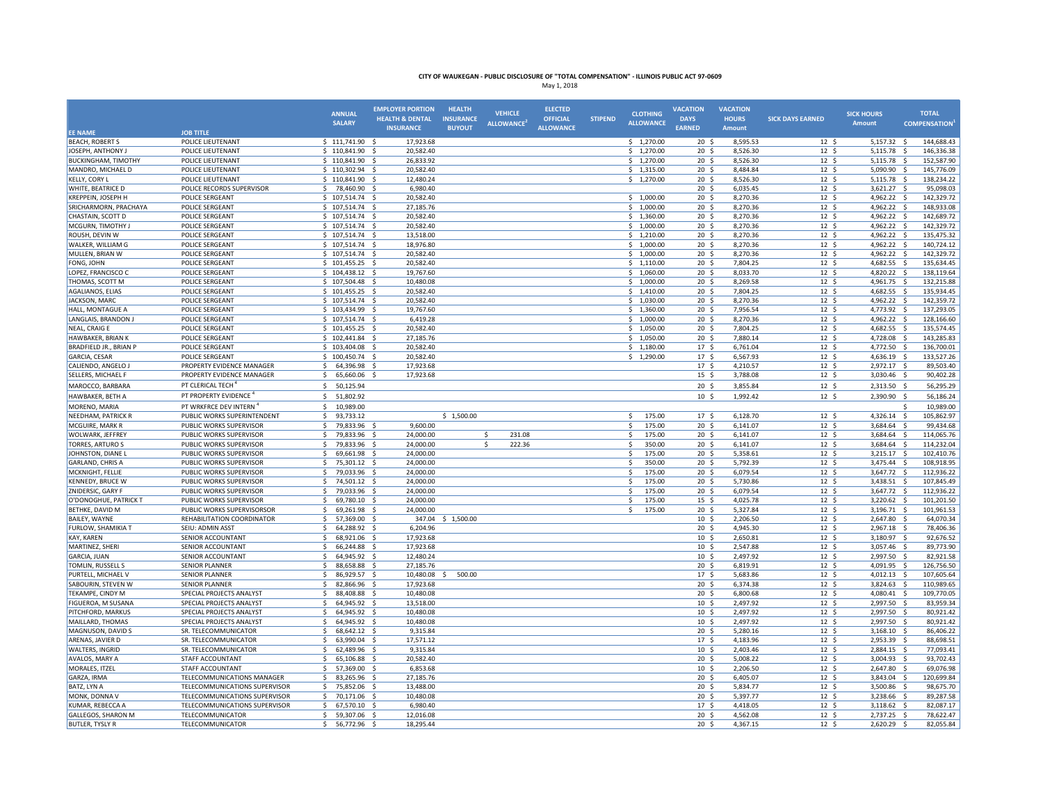**CITY OF WAUKEGAN - PUBLIC DISCLOSURE OF "TOTAL COMPENSATION" - ILLINOIS PUBLIC ACT 97-0609**

May 1, 2018

| EE NAME | JOB TITLE | ANNUAL SALARY | EMPLOYER PORTION HEALTH & DENTAL INSURANCE | HEALTH INSURANCE BUYOUT | VEHICLE ALLOWANCE[2] | ELECTED OFFICIAL ALLOWANCE | STIPEND | CLOTHING ALLOWANCE | VACATION DAYS EARNED | VACATION HOURS Amount | SICK DAYS EARNED | SICK HOURS Amount | TOTAL COMPENSATION[1] |
|---|---|---|---|---|---|---|---|---|---|---|---|---|---|
| BEACH, ROBERT S | POLICE LIEUTENANT | $ 111,741.90 | $ 17,923.68 | | | | | $ 1,270.00 | 20 | $ 8,595.53 | 12 | $ 5,157.32 | $ 144,688.43 |
| JOSEPH, ANTHONY J | POLICE LIEUTENANT | $ 110,841.90 | $ 20,582.40 | | | | | $ 1,270.00 | 20 | $ 8,526.30 | 12 | $ 5,115.78 | $ 146,336.38 |
| BUCKINGHAM, TIMOTHY | POLICE LIEUTENANT | $ 110,841.90 | $ 26,833.92 | | | | | $ 1,270.00 | 20 | $ 8,526.30 | 12 | $ 5,115.78 | $ 152,587.90 |
| MANDRO, MICHAEL D | POLICE LIEUTENANT | $ 110,302.94 | $ 20,582.40 | | | | | $ 1,315.00 | 20 | $ 8,484.84 | 12 | $ 5,090.90 | $ 145,776.09 |
| KELLY, CORY L | POLICE LIEUTENANT | $ 110,841.90 | $ 12,480.24 | | | | | $ 1,270.00 | 20 | $ 8,526.30 | 12 | $ 5,115.78 | $ 138,234.22 |
| WHITE, BEATRICE D | POLICE RECORDS SUPERVISOR | $ 78,460.90 | $ 6,980.40 | | | | | | 20 | $ 6,035.45 | 12 | $ 3,621.27 | $ 95,098.03 |
| KREPPEIN, JOSEPH H | POLICE SERGEANT | $ 107,514.74 | $ 20,582.40 | | | | | $ 1,000.00 | 20 | $ 8,270.36 | 12 | $ 4,962.22 | $ 142,329.72 |
| SRICHARMORN, PRACHAYA | POLICE SERGEANT | $ 107,514.74 | $ 27,185.76 | | | | | $ 1,000.00 | 20 | $ 8,270.36 | 12 | $ 4,962.22 | $ 148,933.08 |
| CHASTAIN, SCOTT D | POLICE SERGEANT | $ 107,514.74 | $ 20,582.40 | | | | | $ 1,360.00 | 20 | $ 8,270.36 | 12 | $ 4,962.22 | $ 142,689.72 |
| MCGURN, TIMOTHY J | POLICE SERGEANT | $ 107,514.74 | $ 20,582.40 | | | | | $ 1,000.00 | 20 | $ 8,270.36 | 12 | $ 4,962.22 | $ 142,329.72 |
| ROUSH, DEVIN W | POLICE SERGEANT | $ 107,514.74 | $ 13,518.00 | | | | | $ 1,210.00 | 20 | $ 8,270.36 | 12 | $ 4,962.22 | $ 135,475.32 |
| WALKER, WILLIAM G | POLICE SERGEANT | $ 107,514.74 | $ 18,976.80 | | | | | $ 1,000.00 | 20 | $ 8,270.36 | 12 | $ 4,962.22 | $ 140,724.12 |
| MULLEN, BRIAN W | POLICE SERGEANT | $ 107,514.74 | $ 20,582.40 | | | | | $ 1,000.00 | 20 | $ 8,270.36 | 12 | $ 4,962.22 | $ 142,329.72 |
| FONG, JOHN | POLICE SERGEANT | $ 101,455.25 | $ 20,582.40 | | | | | $ 1,110.00 | 20 | $ 7,804.25 | 12 | $ 4,682.55 | $ 135,634.45 |
| LOPEZ, FRANCISCO C | POLICE SERGEANT | $ 104,438.12 | $ 19,767.60 | | | | | $ 1,060.00 | 20 | $ 8,033.70 | 12 | $ 4,820.22 | $ 138,119.64 |
| THOMAS, SCOTT M | POLICE SERGEANT | $ 107,504.48 | $ 10,480.08 | | | | | $ 1,000.00 | 20 | $ 8,269.58 | 12 | $ 4,961.75 | $ 132,215.88 |
| AGALIANOS, ELIAS | POLICE SERGEANT | $ 101,455.25 | $ 20,582.40 | | | | | $ 1,410.00 | 20 | $ 7,804.25 | 12 | $ 4,682.55 | $ 135,934.45 |
| JACKSON, MARC | POLICE SERGEANT | $ 107,514.74 | $ 20,582.40 | | | | | $ 1,030.00 | 20 | $ 8,270.36 | 12 | $ 4,962.22 | $ 142,359.72 |
| HALL, MONTAGUE A | POLICE SERGEANT | $ 103,434.99 | $ 19,767.60 | | | | | $ 1,360.00 | 20 | $ 7,956.54 | 12 | $ 4,773.92 | $ 137,293.05 |
| LANGLAIS, BRANDON J | POLICE SERGEANT | $ 107,514.74 | $ 6,419.28 | | | | | $ 1,000.00 | 20 | $ 8,270.36 | 12 | $ 4,962.22 | $ 128,166.60 |
| NEAL, CRAIG E | POLICE SERGEANT | $ 101,455.25 | $ 20,582.40 | | | | | $ 1,050.00 | 20 | $ 7,804.25 | 12 | $ 4,682.55 | $ 135,574.45 |
| HAWBAKER, BRIAN K | POLICE SERGEANT | $ 102,441.84 | $ 27,185.76 | | | | | $ 1,050.00 | 20 | $ 7,880.14 | 12 | $ 4,728.08 | $ 143,285.83 |
| BRADFIELD JR., BRIAN P | POLICE SERGEANT | $ 103,404.08 | $ 20,582.40 | | | | | $ 1,180.00 | 17 | $ 6,761.04 | 12 | $ 4,772.50 | $ 136,700.01 |
| GARCIA, CESAR | POLICE SERGEANT | $ 100,450.74 | $ 20,582.40 | | | | | $ 1,290.00 | 17 | $ 6,567.93 | 12 | $ 4,636.19 | $ 133,527.26 |
| CALIENDO, ANGELO J | PROPERTY EVIDENCE MANAGER | $ 64,396.98 | $ 17,923.68 | | | | | | 17 | $ 4,210.57 | 12 | $ 2,972.17 | $ 89,503.40 |
| SELLERS, MICHAEL F | PROPERTY EVIDENCE MANAGER | $ 65,660.06 | $ 17,923.68 | | | | | | 15 | $ 3,788.08 | 12 | $ 3,030.46 | $ 90,402.28 |
| MAROCCO, BARBARA | PT CLERICAL TECH[4] | $ 50,125.94 | | | | | | | 20 | $ 3,855.84 | 12 | $ 2,313.50 | $ 56,295.29 |
| HAWBAKER, BETH A | PT PROPERTY EVIDENCE[4] | $ 51,802.92 | | | | | | | 10 | $ 1,992.42 | 12 | $ 2,390.90 | $ 56,186.24 |
| MORENO, MARIA | PT WRKFRCE DEV INTERN[4] | $ 10,989.00 | | | | | | | | | | | $ 10,989.00 |
| NEEDHAM, PATRICK R | PUBLIC WORKS SUPERINTENDENT | $ 93,733.12 | | $ 1,500.00 | | | | $ 175.00 | 17 | $ 6,128.70 | 12 | $ 4,326.14 | $ 105,862.97 |
| MCGUIRE, MARK R | PUBLIC WORKS SUPERVISOR | $ 79,833.96 | $ 9,600.00 | | | | | $ 175.00 | 20 | $ 6,141.07 | 12 | $ 3,684.64 | $ 99,434.68 |
| WOLWARK, JEFFREY | PUBLIC WORKS SUPERVISOR | $ 79,833.96 | $ 24,000.00 | | $ 231.08 | | | $ 175.00 | 20 | $ 6,141.07 | 12 | $ 3,684.64 | $ 114,065.76 |
| TORRES, ARTURO S | PUBLIC WORKS SUPERVISOR | $ 79,833.96 | $ 24,000.00 | | $ 222.36 | | | $ 350.00 | 20 | $ 6,141.07 | 12 | $ 3,684.64 | $ 114,232.04 |
| JOHNSTON, DIANE L | PUBLIC WORKS SUPERVISOR | $ 69,661.98 | $ 24,000.00 | | | | | $ 175.00 | 20 | $ 5,358.61 | 12 | $ 3,215.17 | $ 102,410.76 |
| GARLAND, CHRIS A | PUBLIC WORKS SUPERVISOR | $ 75,301.12 | $ 24,000.00 | | | | | $ 350.00 | 20 | $ 5,792.39 | 12 | $ 3,475.44 | $ 108,918.95 |
| MCKNIGHT, FELLIE | PUBLIC WORKS SUPERVISOR | $ 79,033.96 | $ 24,000.00 | | | | | $ 175.00 | 20 | $ 6,079.54 | 12 | $ 3,647.72 | $ 112,936.22 |
| KENNEDY, BRUCE W | PUBLIC WORKS SUPERVISOR | $ 74,501.12 | $ 24,000.00 | | | | | $ 175.00 | 20 | $ 5,730.86 | 12 | $ 3,438.51 | $ 107,845.49 |
| ZNIDERSIC, GARY F | PUBLIC WORKS SUPERVISOR | $ 79,033.96 | $ 24,000.00 | | | | | $ 175.00 | 20 | $ 6,079.54 | 12 | $ 3,647.72 | $ 112,936.22 |
| O'DONOGHUE, PATRICK T | PUBLIC WORKS SUPERVISOR | $ 69,780.10 | $ 24,000.00 | | | | | $ 175.00 | 15 | $ 4,025.78 | 12 | $ 3,220.62 | $ 101,201.50 |
| BETHKE, DAVID M | PUBLIC WORKS SUPERVISORSOR | $ 69,261.98 | $ 24,000.00 | | | | | $ 175.00 | 20 | $ 5,327.84 | 12 | $ 3,196.71 | $ 101,961.53 |
| BAILEY, WAYNE | REHABILITATION COORDINATOR | $ 57,369.00 | $ 347.04 | $ 1,500.00 | | | | | 10 | $ 2,206.50 | 12 | $ 2,647.80 | $ 64,070.34 |
| FURLOW, SHAMIKIA T | SEIU: ADMIN ASST | $ 64,288.92 | $ 6,204.96 | | | | | | 20 | $ 4,945.30 | 12 | $ 2,967.18 | $ 78,406.36 |
| KAY, KAREN | SENIOR ACCOUNTANT | $ 68,921.06 | $ 17,923.68 | | | | | | 10 | $ 2,650.81 | 12 | $ 3,180.97 | $ 92,676.52 |
| MARTINEZ, SHERI | SENIOR ACCOUNTANT | $ 66,244.88 | $ 17,923.68 | | | | | | 10 | $ 2,547.88 | 12 | $ 3,057.46 | $ 89,773.90 |
| GARCIA, JUAN | SENIOR ACCOUNTANT | $ 64,945.92 | $ 12,480.24 | | | | | | 10 | $ 2,497.92 | 12 | $ 2,997.50 | $ 82,921.58 |
| TOMLIN, RUSSELL S | SENIOR PLANNER | $ 88,658.88 | $ 27,185.76 | | | | | | 20 | $ 6,819.91 | 12 | $ 4,091.95 | $ 126,756.50 |
| PURTELL, MICHAEL V | SENIOR PLANNER | $ 86,929.57 | $ 10,480.08 | $ 500.00 | | | | | 17 | $ 5,683.86 | 12 | $ 4,012.13 | $ 107,605.64 |
| SABOURIN, STEVEN W | SENIOR PLANNER | $ 82,866.96 | $ 17,923.68 | | | | | | 20 | $ 6,374.38 | 12 | $ 3,824.63 | $ 110,989.65 |
| TEKAMPE, CINDY M | SPECIAL PROJECTS ANALYST | $ 88,408.88 | $ 10,480.08 | | | | | | 20 | $ 6,800.68 | 12 | $ 4,080.41 | $ 109,770.05 |
| FIGUEROA, M SUSANA | SPECIAL PROJECTS ANALYST | $ 64,945.92 | $ 13,518.00 | | | | | | 10 | $ 2,497.92 | 12 | $ 2,997.50 | $ 83,959.34 |
| PITCHFORD, MARKUS | SPECIAL PROJECTS ANALYST | $ 64,945.92 | $ 10,480.08 | | | | | | 10 | $ 2,497.92 | 12 | $ 2,997.50 | $ 80,921.42 |
| MAILLARD, THOMAS | SPECIAL PROJECTS ANALYST | $ 64,945.92 | $ 10,480.08 | | | | | | 10 | $ 2,497.92 | 12 | $ 2,997.50 | $ 80,921.42 |
| MAGNUSON, DAVID S | SR. TELECOMMUNICATOR | $ 68,642.12 | $ 9,315.84 | | | | | | 20 | $ 5,280.16 | 12 | $ 3,168.10 | $ 86,406.22 |
| ARENAS, JAVIER D | SR. TELECOMMUNICATOR | $ 63,990.04 | $ 17,571.12 | | | | | | 17 | $ 4,183.96 | 12 | $ 2,953.39 | $ 88,698.51 |
| WALTERS, INGRID | SR. TELECOMMUNICATOR | $ 62,489.96 | $ 9,315.84 | | | | | | 10 | $ 2,403.46 | 12 | $ 2,884.15 | $ 77,093.41 |
| AVALOS, MARY A | STAFF ACCOUNTANT | $ 65,106.88 | $ 20,582.40 | | | | | | 20 | $ 5,008.22 | 12 | $ 3,004.93 | $ 93,702.43 |
| MORALES, ITZEL | STAFF ACCOUNTANT | $ 57,369.00 | $ 6,853.68 | | | | | | 10 | $ 2,206.50 | 12 | $ 2,647.80 | $ 69,076.98 |
| GARZA, IRMA | TELECOMMUNICATIONS MANAGER | $ 83,265.96 | $ 27,185.76 | | | | | | 20 | $ 6,405.07 | 12 | $ 3,843.04 | $ 120,699.84 |
| BATZ, LYN A | TELECOMMUNICATIONS SUPERVISOR | $ 75,852.06 | $ 13,488.00 | | | | | | 20 | $ 5,834.77 | 12 | $ 3,500.86 | $ 98,675.70 |
| MONK, DONNA V | TELECOMMUNICATIONS SUPERVISOR | $ 70,171.06 | $ 10,480.08 | | | | | | 20 | $ 5,397.77 | 12 | $ 3,238.66 | $ 89,287.58 |
| KUMAR, REBECCA A | TELECOMMUNICATIONS SUPERVISOR | $ 67,570.10 | $ 6,980.40 | | | | | | 17 | $ 4,418.05 | 12 | $ 3,118.62 | $ 82,087.17 |
| GALLEGOS, SHARON M | TELECOMMUNICATOR | $ 59,307.06 | $ 12,016.08 | | | | | | 20 | $ 4,562.08 | 12 | $ 2,737.25 | $ 78,622.47 |
| BUTLER, TYSLY R | TELECOMMUNICATOR | $ 56,772.96 | $ 18,295.44 | | | | | | 20 | $ 4,367.15 | 12 | $ 2,620.29 | $ 82,055.84 |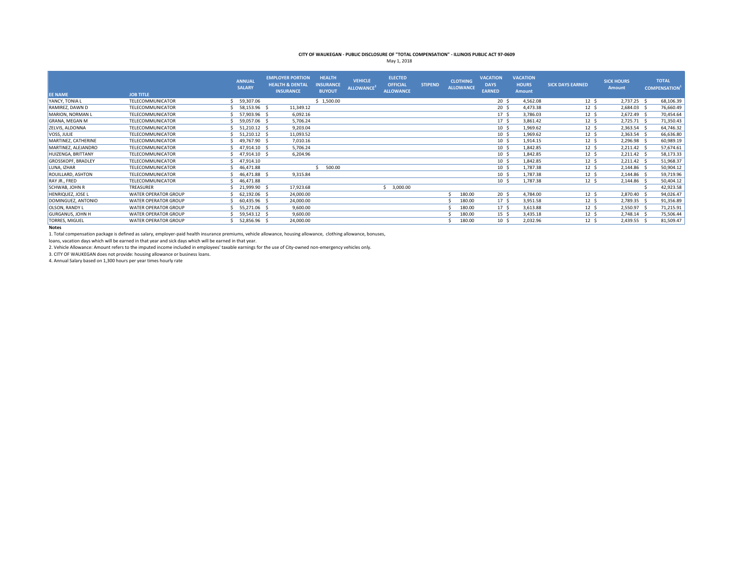**CITY OF WAUKEGAN - PUBLIC DISCLOSURE OF "TOTAL COMPENSATION" - ILLINOIS PUBLIC ACT 97-0609**

May 1, 2018

| EE NAME | JOB TITLE | ANNUAL SALARY | EMPLOYER PORTION HEALTH & DENTAL INSURANCE | HEALTH INSURANCE BUYOUT | VEHICLE ALLOWANCE[2] | ELECTED OFFICIAL ALLOWANCE | STIPEND | CLOTHING ALLOWANCE | VACATION DAYS EARNED | VACATION HOURS Amount | SICK DAYS EARNED | SICK HOURS Amount | TOTAL COMPENSATION[1] |
|---|---|---|---|---|---|---|---|---|---|---|---|---|---|
| YANCY, TONIA L | TELECOMMUNICATOR | $ 59,307.06 | | $ 1,500.00 | | | | | 20 | $ 4,562.08 | 12 | $ 2,737.25 | $ 68,106.39 |
| RAMIREZ, DAWN D | TELECOMMUNICATOR | $ 58,153.96 | $ 11,349.12 | | | | | | 20 | $ 4,473.38 | 12 | $ 2,684.03 | $ 76,660.49 |
| MARION, NORMAN L | TELECOMMUNICATOR | $ 57,903.96 | $ 6,092.16 | | | | | | 17 | $ 3,786.03 | 12 | $ 2,672.49 | $ 70,454.64 |
| GRANA, MEGAN M | TELECOMMUNICATOR | $ 59,057.06 | $ 5,706.24 | | | | | | 17 | $ 3,861.42 | 12 | $ 2,725.71 | $ 71,350.43 |
| ZELVIS, ALDONNA | TELECOMMUNICATOR | $ 51,210.12 | $ 9,203.04 | | | | | | 10 | $ 1,969.62 | 12 | $ 2,363.54 | $ 64,746.32 |
| VOSS, JULIE | TELECOMMUNICATOR | $ 51,210.12 | $ 11,093.52 | | | | | | 10 | $ 1,969.62 | 12 | $ 2,363.54 | $ 66,636.80 |
| MARTINEZ, CATHERINE | TELECOMMUNICATOR | $ 49,767.90 | $ 7,010.16 | | | | | | 10 | $ 1,914.15 | 12 | $ 2,296.98 | $ 60,989.19 |
| MARTINEZ, ALEJANDRO | TELECOMMUNICATOR | $ 47,914.10 | $ 5,706.24 | | | | | | 10 | $ 1,842.85 | 12 | $ 2,211.42 | $ 57,674.61 |
| HUIZENGA, BRITTANY | TELECOMMUNICATOR | $ 47,914.10 | $ 6,204.96 | | | | | | 10 | $ 1,842.85 | 12 | $ 2,211.42 | $ 58,173.33 |
| GROSSKOPF, BRADLEY | TELECOMMUNICATOR | $ 47,914.10 | | | | | | | 10 | $ 1,842.85 | 12 | $ 2,211.42 | $ 51,968.37 |
| LUNA, IZHAR | TELECOMMUNICATOR | $ 46,471.88 | | $ 500.00 | | | | | 10 | $ 1,787.38 | 12 | $ 2,144.86 | $ 50,904.12 |
| ROUILLARD, ASHTON | TELECOMMUNICATOR | $ 46,471.88 | $ 9,315.84 | | | | | | 10 | $ 1,787.38 | 12 | $ 2,144.86 | $ 59,719.96 |
| RAY JR., FRED | TELECOMMUNICATOR | $ 46,471.88 | | | | | | | 10 | $ 1,787.38 | 12 | $ 2,144.86 | $ 50,404.12 |
| SCHWAB, JOHN R | TREASURER | $ 21,999.90 | $ 17,923.68 | | | $ 3,000.00 | | | | | | | $ 42,923.58 |
| HENRIQUEZ, JOSE L | WATER OPERATOR GROUP | $ 62,192.06 | $ 24,000.00 | | | | | $ 180.00 | 20 | $ 4,784.00 | 12 | $ 2,870.40 | $ 94,026.47 |
| DOMINGUEZ, ANTONIO | WATER OPERATOR GROUP | $ 60,435.96 | $ 24,000.00 | | | | | $ 180.00 | 17 | $ 3,951.58 | 12 | $ 2,789.35 | $ 91,356.89 |
| OLSON, RANDY L | WATER OPERATOR GROUP | $ 55,271.06 | $ 9,600.00 | | | | | $ 180.00 | 17 | $ 3,613.88 | 12 | $ 2,550.97 | $ 71,215.91 |
| GURGANUS, JOHN H | WATER OPERATOR GROUP | $ 59,543.12 | $ 9,600.00 | | | | | $ 180.00 | 15 | $ 3,435.18 | 12 | $ 2,748.14 | $ 75,506.44 |
| TORRES, MIGUEL | WATER OPERATOR GROUP | $ 52,856.96 | $ 24,000.00 | | | | | $ 180.00 | 10 | $ 2,032.96 | 12 | $ 2,439.55 | $ 81,509.47 |

**Notes**

1. Total compensation package is defined as salary, employer-paid health insurance premiums, vehicle allowance, housing allowance, clothing allowance, bonuses, loans, vacation days which will be earned in that year and sick days which will be earned in that year.
2. Vehicle Allowance: Amount refers to the imputed income included in employees' taxable earnings for the use of City-owned non-emergency vehicles only.
3. CITY OF WAUKEGAN does not provide: housing allowance or business loans.
4. Annual Salary based on 1,300 hours per year times hourly rate